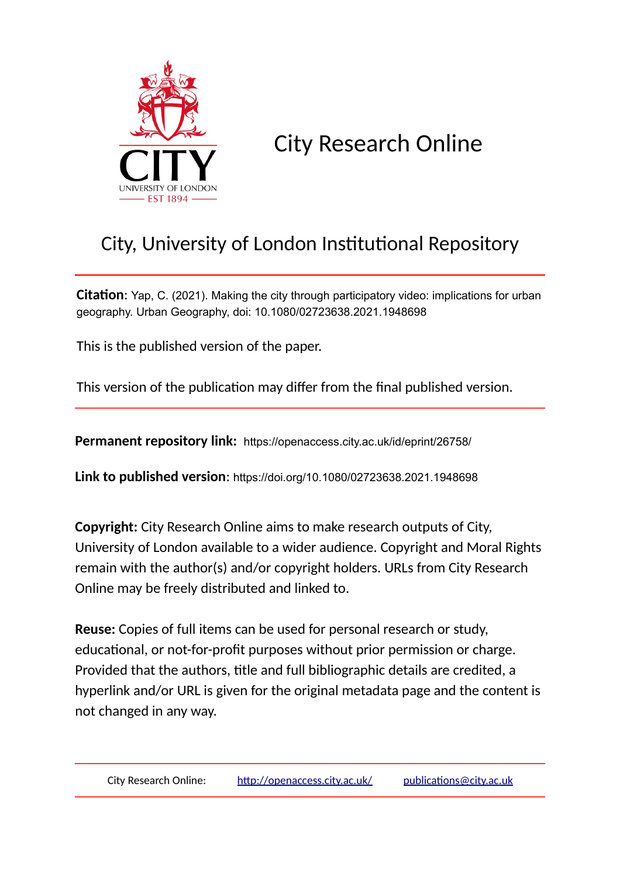CITY

UNIVERSITY OF LONDON

EST 1894

# City Research Online

## City, University of London Institutional Repository

**Citation**: Yap, C. (2021). Making the city through participatory video: implications for urban geography. Urban Geography, doi: 10.1080/02723638.2021.1948698

This is the published version of the paper.

This version of the publication may differ from the final published version.

**Permanent repository link:** https://openaccess.city.ac.uk/id/eprint/26758/

**Link to published version**: https://doi.org/10.1080/02723638.2021.1948698

**Copyright:** City Research Online aims to make research outputs of City, University of London available to a wider audience. Copyright and Moral Rights remain with the author(s) and/or copyright holders. URLs from City Research Online may be freely distributed and linked to.

**Reuse:** Copies of full items can be used for personal research or study, educational, or not-for-profit purposes without prior permission or charge. Provided that the authors, title and full bibliographic details are credited, a hyperlink and/or URL is given for the original metadata page and the content is not changed in any way.

City Research Online: http://openaccess.city.ac.uk/ publications@city.ac.uk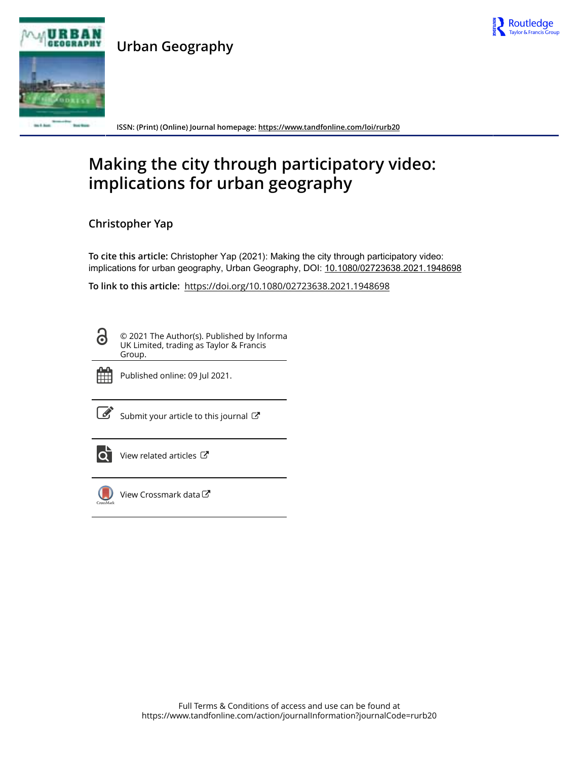Urban Geography

ISSN: (Print) (Online) Journal homepage: https://www.tandfonline.com/loi/rurb20

# Making the city through participatory video: implications for urban geography

Christopher Yap

**To cite this article:** Christopher Yap (2021): Making the city through participatory video: implications for urban geography, Urban Geography, DOI: 10.1080/02723638.2021.1948698

**To link to this article:** https://doi.org/10.1080/02723638.2021.1948698

© 2021 The Author(s). Published by Informa UK Limited, trading as Taylor & Francis Group.

Published online: 09 Jul 2021.

Submit your article to this journal

View related articles

View Crossmark data

Full Terms & Conditions of access and use can be found at
https://www.tandfonline.com/action/journalInformation?journalCode=rurb20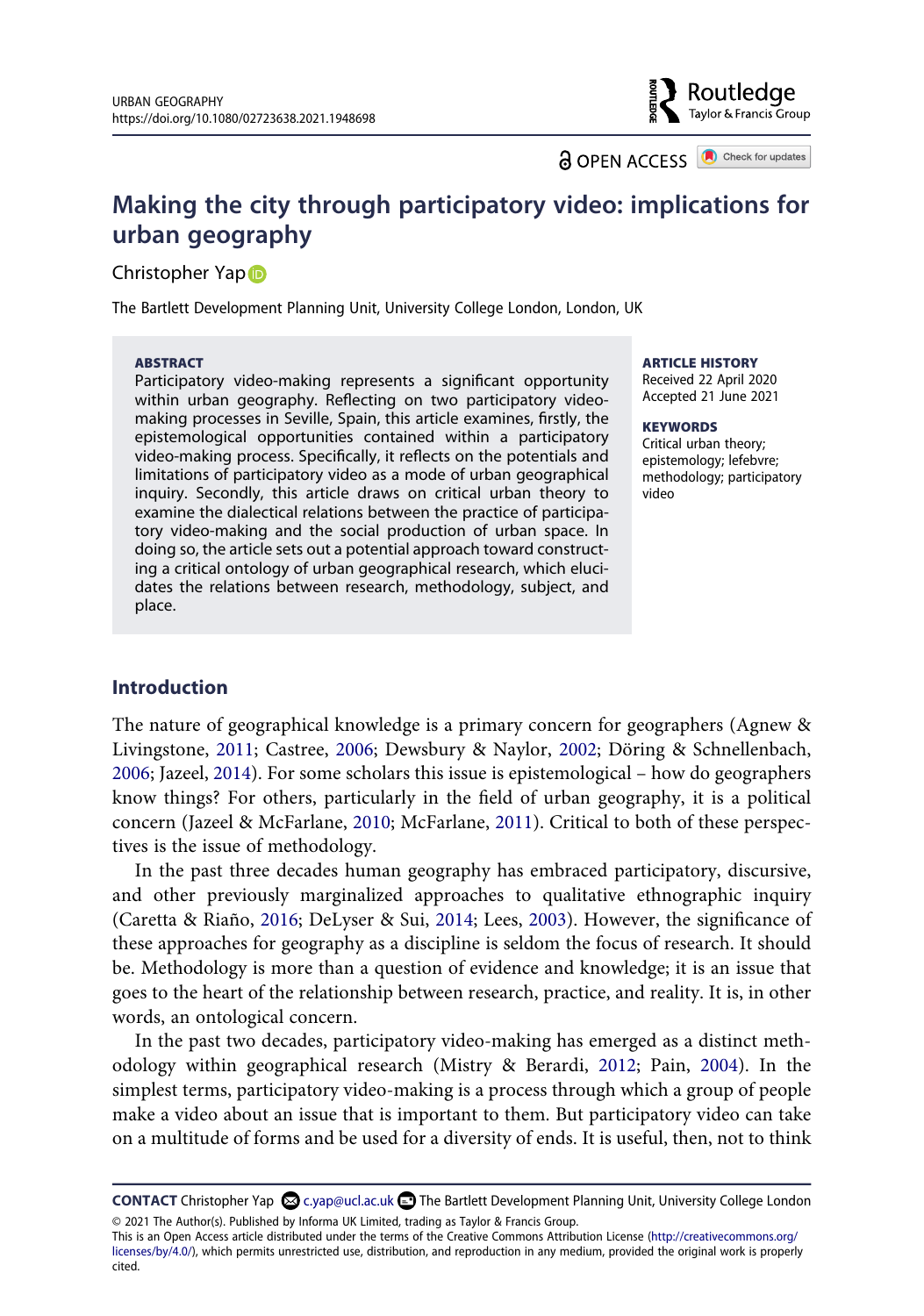# Making the city through participatory video: implications for urban geography

Christopher Yap

The Bartlett Development Planning Unit, University College London, London, UK

**ABSTRACT**

Participatory video-making represents a significant opportunity within urban geography. Reflecting on two participatory video-making processes in Seville, Spain, this article examines, firstly, the epistemological opportunities contained within a participatory video-making process. Specifically, it reflects on the potentials and limitations of participatory video as a mode of urban geographical inquiry. Secondly, this article draws on critical urban theory to examine the dialectical relations between the practice of participatory video-making and the social production of urban space. In doing so, the article sets out a potential approach toward constructing a critical ontology of urban geographical research, which elucidates the relations between research, methodology, subject, and place.

**ARTICLE HISTORY**

Received 22 April 2020
Accepted 21 June 2021

**KEYWORDS**

Critical urban theory; epistemology; lefebvre; methodology; participatory video

## Introduction

The nature of geographical knowledge is a primary concern for geographers (Agnew & Livingstone, 2011; Castree, 2006; Dewsbury & Naylor, 2002; Döring & Schnellenbach, 2006; Jazeel, 2014). For some scholars this issue is epistemological – how do geographers know things? For others, particularly in the field of urban geography, it is a political concern (Jazeel & McFarlane, 2010; McFarlane, 2011). Critical to both of these perspectives is the issue of methodology.

In the past three decades human geography has embraced participatory, discursive, and other previously marginalized approaches to qualitative ethnographic inquiry (Caretta & Riaño, 2016; DeLyser & Sui, 2014; Lees, 2003). However, the significance of these approaches for geography as a discipline is seldom the focus of research. It should be. Methodology is more than a question of evidence and knowledge; it is an issue that goes to the heart of the relationship between research, practice, and reality. It is, in other words, an ontological concern.

In the past two decades, participatory video-making has emerged as a distinct methodology within geographical research (Mistry & Berardi, 2012; Pain, 2004). In the simplest terms, participatory video-making is a process through which a group of people make a video about an issue that is important to them. But participatory video can take on a multitude of forms and be used for a diversity of ends. It is useful, then, not to think

**CONTACT** Christopher Yap c.yap@ucl.ac.uk The Bartlett Development Planning Unit, University College London

© 2021 The Author(s). Published by Informa UK Limited, trading as Taylor & Francis Group.
This is an Open Access article distributed under the terms of the Creative Commons Attribution License (http://creativecommons.org/licenses/by/4.0/), which permits unrestricted use, distribution, and reproduction in any medium, provided the original work is properly cited.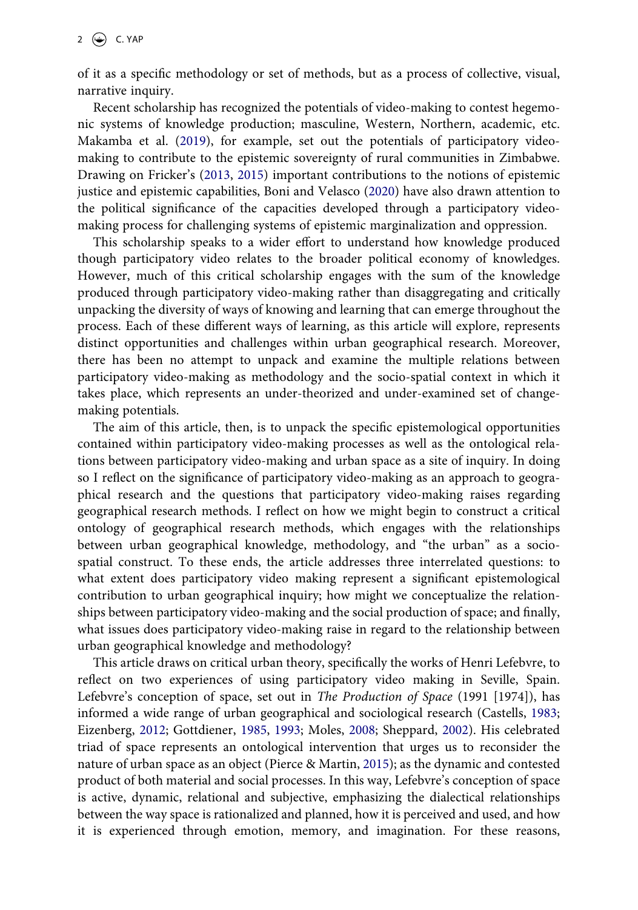of it as a specific methodology or set of methods, but as a process of collective, visual, narrative inquiry.

Recent scholarship has recognized the potentials of video-making to contest hegemonic systems of knowledge production; masculine, Western, Northern, academic, etc. Makamba et al. (2019), for example, set out the potentials of participatory video-making to contribute to the epistemic sovereignty of rural communities in Zimbabwe. Drawing on Fricker's (2013, 2015) important contributions to the notions of epistemic justice and epistemic capabilities, Boni and Velasco (2020) have also drawn attention to the political significance of the capacities developed through a participatory video-making process for challenging systems of epistemic marginalization and oppression.

This scholarship speaks to a wider effort to understand how knowledge produced though participatory video relates to the broader political economy of knowledges. However, much of this critical scholarship engages with the sum of the knowledge produced through participatory video-making rather than disaggregating and critically unpacking the diversity of ways of knowing and learning that can emerge throughout the process. Each of these different ways of learning, as this article will explore, represents distinct opportunities and challenges within urban geographical research. Moreover, there has been no attempt to unpack and examine the multiple relations between participatory video-making as methodology and the socio-spatial context in which it takes place, which represents an under-theorized and under-examined set of change-making potentials.

The aim of this article, then, is to unpack the specific epistemological opportunities contained within participatory video-making processes as well as the ontological relations between participatory video-making and urban space as a site of inquiry. In doing so I reflect on the significance of participatory video-making as an approach to geographical research and the questions that participatory video-making raises regarding geographical research methods. I reflect on how we might begin to construct a critical ontology of geographical research methods, which engages with the relationships between urban geographical knowledge, methodology, and "the urban" as a socio-spatial construct. To these ends, the article addresses three interrelated questions: to what extent does participatory video making represent a significant epistemological contribution to urban geographical inquiry; how might we conceptualize the relationships between participatory video-making and the social production of space; and finally, what issues does participatory video-making raise in regard to the relationship between urban geographical knowledge and methodology?

This article draws on critical urban theory, specifically the works of Henri Lefebvre, to reflect on two experiences of using participatory video making in Seville, Spain. Lefebvre's conception of space, set out in *The Production of Space* (1991 [1974]), has informed a wide range of urban geographical and sociological research (Castells, 1983; Eizenberg, 2012; Gottdiener, 1985, 1993; Moles, 2008; Sheppard, 2002). His celebrated triad of space represents an ontological intervention that urges us to reconsider the nature of urban space as an object (Pierce & Martin, 2015); as the dynamic and contested product of both material and social processes. In this way, Lefebvre's conception of space is active, dynamic, relational and subjective, emphasizing the dialectical relationships between the way space is rationalized and planned, how it is perceived and used, and how it is experienced through emotion, memory, and imagination. For these reasons,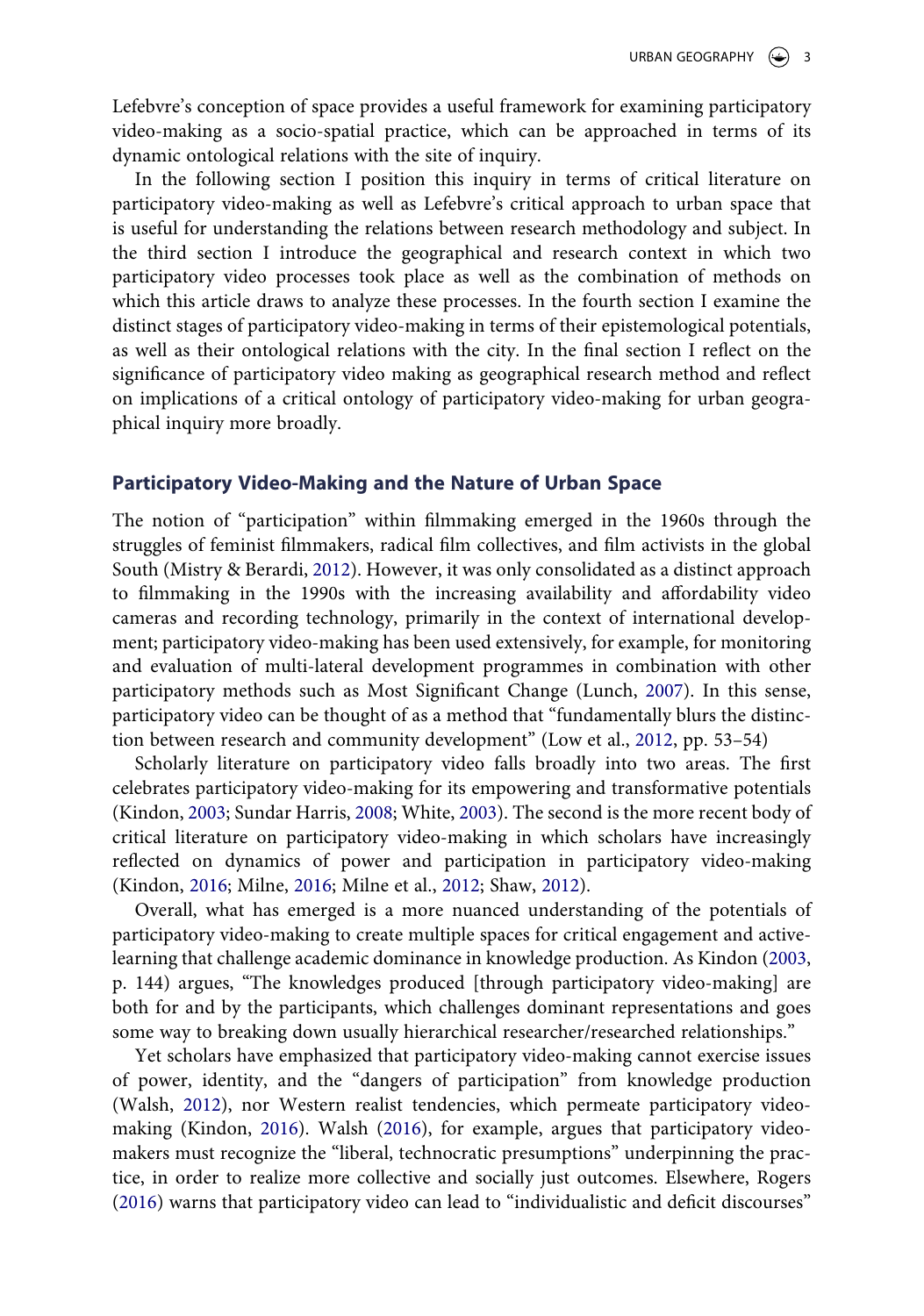Lefebvre's conception of space provides a useful framework for examining participatory video-making as a socio-spatial practice, which can be approached in terms of its dynamic ontological relations with the site of inquiry.

In the following section I position this inquiry in terms of critical literature on participatory video-making as well as Lefebvre's critical approach to urban space that is useful for understanding the relations between research methodology and subject. In the third section I introduce the geographical and research context in which two participatory video processes took place as well as the combination of methods on which this article draws to analyze these processes. In the fourth section I examine the distinct stages of participatory video-making in terms of their epistemological potentials, as well as their ontological relations with the city. In the final section I reflect on the significance of participatory video making as geographical research method and reflect on implications of a critical ontology of participatory video-making for urban geographical inquiry more broadly.

## Participatory Video-Making and the Nature of Urban Space

The notion of "participation" within filmmaking emerged in the 1960s through the struggles of feminist filmmakers, radical film collectives, and film activists in the global South (Mistry & Berardi, 2012). However, it was only consolidated as a distinct approach to filmmaking in the 1990s with the increasing availability and affordability video cameras and recording technology, primarily in the context of international development; participatory video-making has been used extensively, for example, for monitoring and evaluation of multi-lateral development programmes in combination with other participatory methods such as Most Significant Change (Lunch, 2007). In this sense, participatory video can be thought of as a method that "fundamentally blurs the distinction between research and community development" (Low et al., 2012, pp. 53–54)

Scholarly literature on participatory video falls broadly into two areas. The first celebrates participatory video-making for its empowering and transformative potentials (Kindon, 2003; Sundar Harris, 2008; White, 2003). The second is the more recent body of critical literature on participatory video-making in which scholars have increasingly reflected on dynamics of power and participation in participatory video-making (Kindon, 2016; Milne, 2016; Milne et al., 2012; Shaw, 2012).

Overall, what has emerged is a more nuanced understanding of the potentials of participatory video-making to create multiple spaces for critical engagement and active-learning that challenge academic dominance in knowledge production. As Kindon (2003, p. 144) argues, "The knowledges produced [through participatory video-making] are both for and by the participants, which challenges dominant representations and goes some way to breaking down usually hierarchical researcher/researched relationships."

Yet scholars have emphasized that participatory video-making cannot exercise issues of power, identity, and the "dangers of participation" from knowledge production (Walsh, 2012), nor Western realist tendencies, which permeate participatory video-making (Kindon, 2016). Walsh (2016), for example, argues that participatory video-makers must recognize the "liberal, technocratic presumptions" underpinning the practice, in order to realize more collective and socially just outcomes. Elsewhere, Rogers (2016) warns that participatory video can lead to "individualistic and deficit discourses"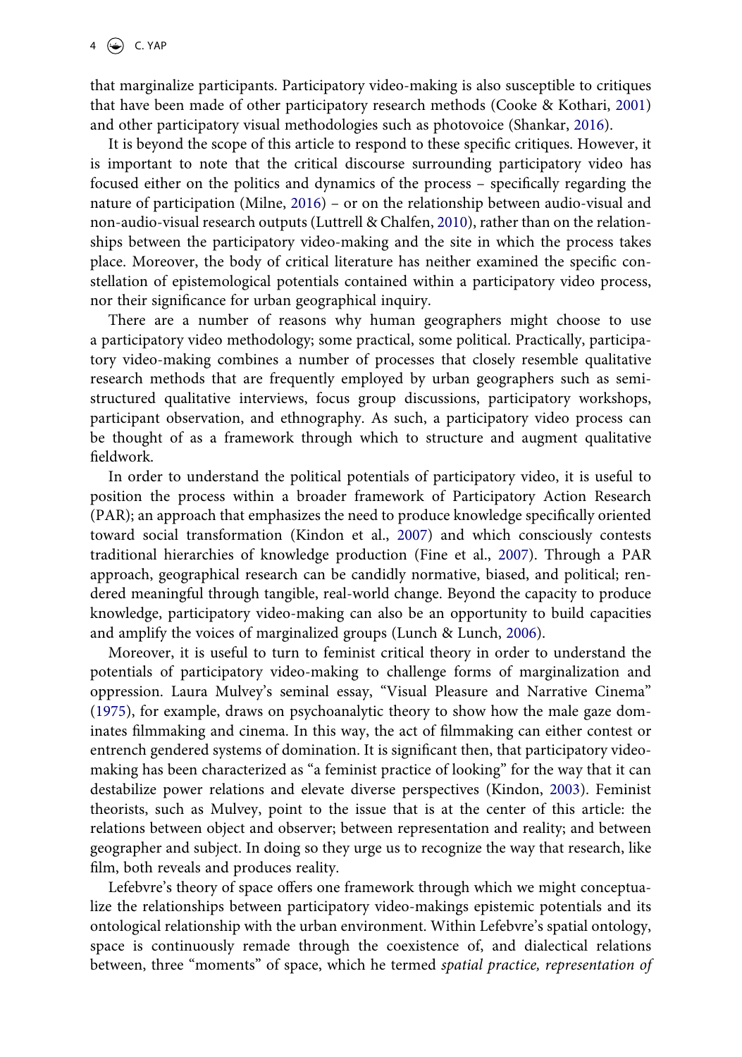that marginalize participants. Participatory video-making is also susceptible to critiques that have been made of other participatory research methods (Cooke & Kothari, 2001) and other participatory visual methodologies such as photovoice (Shankar, 2016).

It is beyond the scope of this article to respond to these specific critiques. However, it is important to note that the critical discourse surrounding participatory video has focused either on the politics and dynamics of the process – specifically regarding the nature of participation (Milne, 2016) – or on the relationship between audio-visual and non-audio-visual research outputs (Luttrell & Chalfen, 2010), rather than on the relationships between the participatory video-making and the site in which the process takes place. Moreover, the body of critical literature has neither examined the specific constellation of epistemological potentials contained within a participatory video process, nor their significance for urban geographical inquiry.

There are a number of reasons why human geographers might choose to use a participatory video methodology; some practical, some political. Practically, participatory video-making combines a number of processes that closely resemble qualitative research methods that are frequently employed by urban geographers such as semi-structured qualitative interviews, focus group discussions, participatory workshops, participant observation, and ethnography. As such, a participatory video process can be thought of as a framework through which to structure and augment qualitative fieldwork.

In order to understand the political potentials of participatory video, it is useful to position the process within a broader framework of Participatory Action Research (PAR); an approach that emphasizes the need to produce knowledge specifically oriented toward social transformation (Kindon et al., 2007) and which consciously contests traditional hierarchies of knowledge production (Fine et al., 2007). Through a PAR approach, geographical research can be candidly normative, biased, and political; rendered meaningful through tangible, real-world change. Beyond the capacity to produce knowledge, participatory video-making can also be an opportunity to build capacities and amplify the voices of marginalized groups (Lunch & Lunch, 2006).

Moreover, it is useful to turn to feminist critical theory in order to understand the potentials of participatory video-making to challenge forms of marginalization and oppression. Laura Mulvey's seminal essay, "Visual Pleasure and Narrative Cinema" (1975), for example, draws on psychoanalytic theory to show how the male gaze dominates filmmaking and cinema. In this way, the act of filmmaking can either contest or entrench gendered systems of domination. It is significant then, that participatory video-making has been characterized as "a feminist practice of looking" for the way that it can destabilize power relations and elevate diverse perspectives (Kindon, 2003). Feminist theorists, such as Mulvey, point to the issue that is at the center of this article: the relations between object and observer; between representation and reality; and between geographer and subject. In doing so they urge us to recognize the way that research, like film, both reveals and produces reality.

Lefebvre's theory of space offers one framework through which we might conceptualize the relationships between participatory video-makings epistemic potentials and its ontological relationship with the urban environment. Within Lefebvre's spatial ontology, space is continuously remade through the coexistence of, and dialectical relations between, three "moments" of space, which he termed *spatial practice, representation of*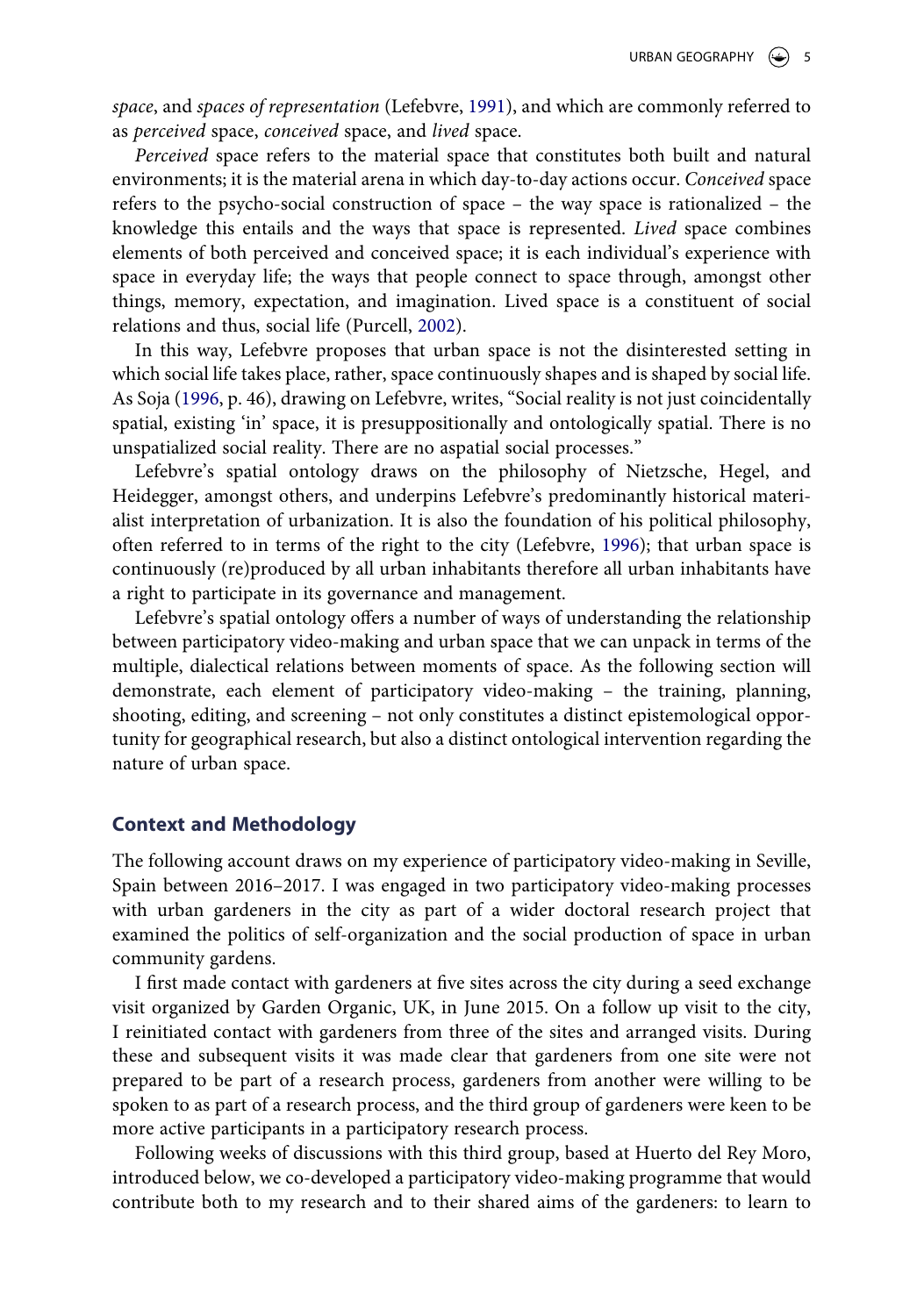*space*, and *spaces of representation* (Lefebvre, 1991), and which are commonly referred to as *perceived* space, *conceived* space, and *lived* space.

*Perceived* space refers to the material space that constitutes both built and natural environments; it is the material arena in which day-to-day actions occur. *Conceived* space refers to the psycho-social construction of space – the way space is rationalized – the knowledge this entails and the ways that space is represented. *Lived* space combines elements of both perceived and conceived space; it is each individual's experience with space in everyday life; the ways that people connect to space through, amongst other things, memory, expectation, and imagination. Lived space is a constituent of social relations and thus, social life (Purcell, 2002).

In this way, Lefebvre proposes that urban space is not the disinterested setting in which social life takes place, rather, space continuously shapes and is shaped by social life. As Soja (1996, p. 46), drawing on Lefebvre, writes, "Social reality is not just coincidentally spatial, existing 'in' space, it is presuppositionally and ontologically spatial. There is no unspatialized social reality. There are no aspatial social processes."

Lefebvre's spatial ontology draws on the philosophy of Nietzsche, Hegel, and Heidegger, amongst others, and underpins Lefebvre's predominantly historical materialist interpretation of urbanization. It is also the foundation of his political philosophy, often referred to in terms of the right to the city (Lefebvre, 1996); that urban space is continuously (re)produced by all urban inhabitants therefore all urban inhabitants have a right to participate in its governance and management.

Lefebvre's spatial ontology offers a number of ways of understanding the relationship between participatory video-making and urban space that we can unpack in terms of the multiple, dialectical relations between moments of space. As the following section will demonstrate, each element of participatory video-making – the training, planning, shooting, editing, and screening – not only constitutes a distinct epistemological opportunity for geographical research, but also a distinct ontological intervention regarding the nature of urban space.

## Context and Methodology

The following account draws on my experience of participatory video-making in Seville, Spain between 2016–2017. I was engaged in two participatory video-making processes with urban gardeners in the city as part of a wider doctoral research project that examined the politics of self-organization and the social production of space in urban community gardens.

I first made contact with gardeners at five sites across the city during a seed exchange visit organized by Garden Organic, UK, in June 2015. On a follow up visit to the city, I reinitiated contact with gardeners from three of the sites and arranged visits. During these and subsequent visits it was made clear that gardeners from one site were not prepared to be part of a research process, gardeners from another were willing to be spoken to as part of a research process, and the third group of gardeners were keen to be more active participants in a participatory research process.

Following weeks of discussions with this third group, based at Huerto del Rey Moro, introduced below, we co-developed a participatory video-making programme that would contribute both to my research and to their shared aims of the gardeners: to learn to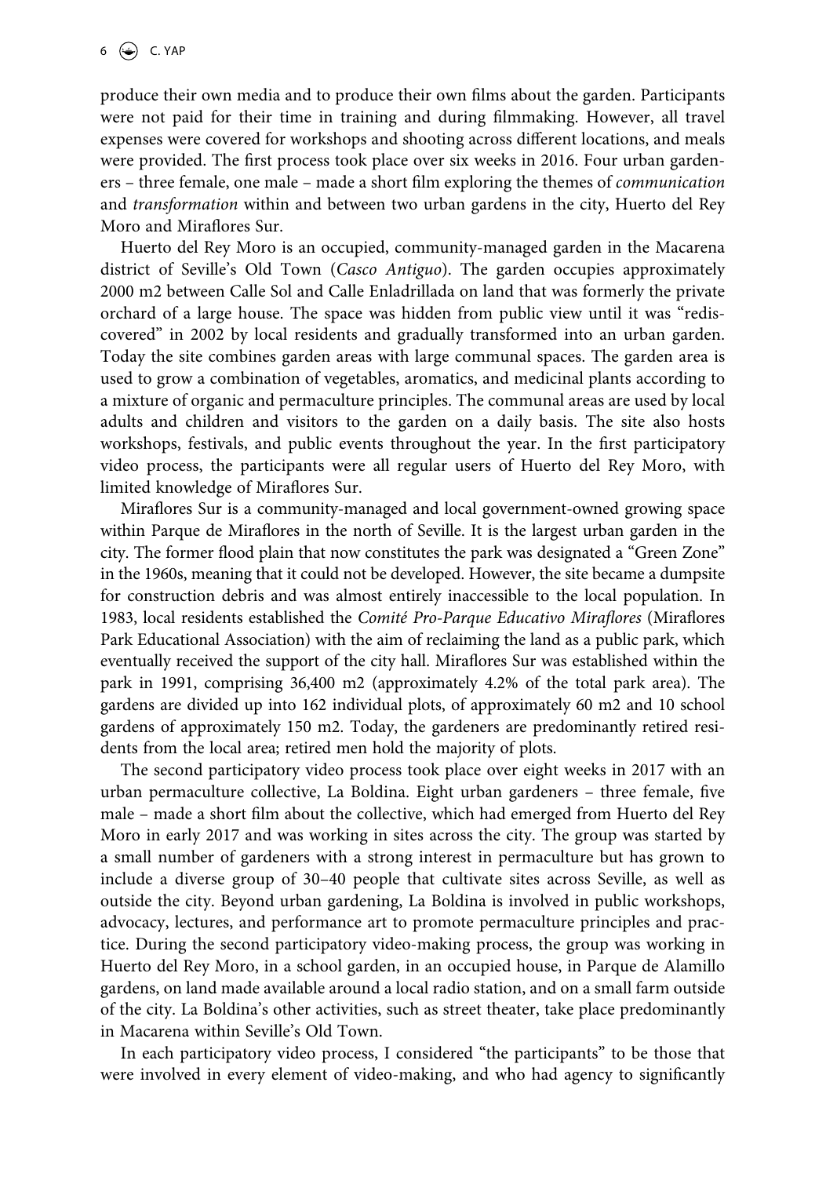produce their own media and to produce their own films about the garden. Participants were not paid for their time in training and during filmmaking. However, all travel expenses were covered for workshops and shooting across different locations, and meals were provided. The first process took place over six weeks in 2016. Four urban gardeners – three female, one male – made a short film exploring the themes of *communication* and *transformation* within and between two urban gardens in the city, Huerto del Rey Moro and Miraflores Sur.

Huerto del Rey Moro is an occupied, community-managed garden in the Macarena district of Seville's Old Town (*Casco Antiguo*). The garden occupies approximately 2000 m2 between Calle Sol and Calle Enladrillada on land that was formerly the private orchard of a large house. The space was hidden from public view until it was "rediscovered" in 2002 by local residents and gradually transformed into an urban garden. Today the site combines garden areas with large communal spaces. The garden area is used to grow a combination of vegetables, aromatics, and medicinal plants according to a mixture of organic and permaculture principles. The communal areas are used by local adults and children and visitors to the garden on a daily basis. The site also hosts workshops, festivals, and public events throughout the year. In the first participatory video process, the participants were all regular users of Huerto del Rey Moro, with limited knowledge of Miraflores Sur.

Miraflores Sur is a community-managed and local government-owned growing space within Parque de Miraflores in the north of Seville. It is the largest urban garden in the city. The former flood plain that now constitutes the park was designated a "Green Zone" in the 1960s, meaning that it could not be developed. However, the site became a dumpsite for construction debris and was almost entirely inaccessible to the local population. In 1983, local residents established the *Comité Pro-Parque Educativo Miraflores* (Miraflores Park Educational Association) with the aim of reclaiming the land as a public park, which eventually received the support of the city hall. Miraflores Sur was established within the park in 1991, comprising 36,400 m2 (approximately 4.2% of the total park area). The gardens are divided up into 162 individual plots, of approximately 60 m2 and 10 school gardens of approximately 150 m2. Today, the gardeners are predominantly retired residents from the local area; retired men hold the majority of plots.

The second participatory video process took place over eight weeks in 2017 with an urban permaculture collective, La Boldina. Eight urban gardeners – three female, five male – made a short film about the collective, which had emerged from Huerto del Rey Moro in early 2017 and was working in sites across the city. The group was started by a small number of gardeners with a strong interest in permaculture but has grown to include a diverse group of 30–40 people that cultivate sites across Seville, as well as outside the city. Beyond urban gardening, La Boldina is involved in public workshops, advocacy, lectures, and performance art to promote permaculture principles and practice. During the second participatory video-making process, the group was working in Huerto del Rey Moro, in a school garden, in an occupied house, in Parque de Alamillo gardens, on land made available around a local radio station, and on a small farm outside of the city. La Boldina's other activities, such as street theater, take place predominantly in Macarena within Seville's Old Town.

In each participatory video process, I considered "the participants" to be those that were involved in every element of video-making, and who had agency to significantly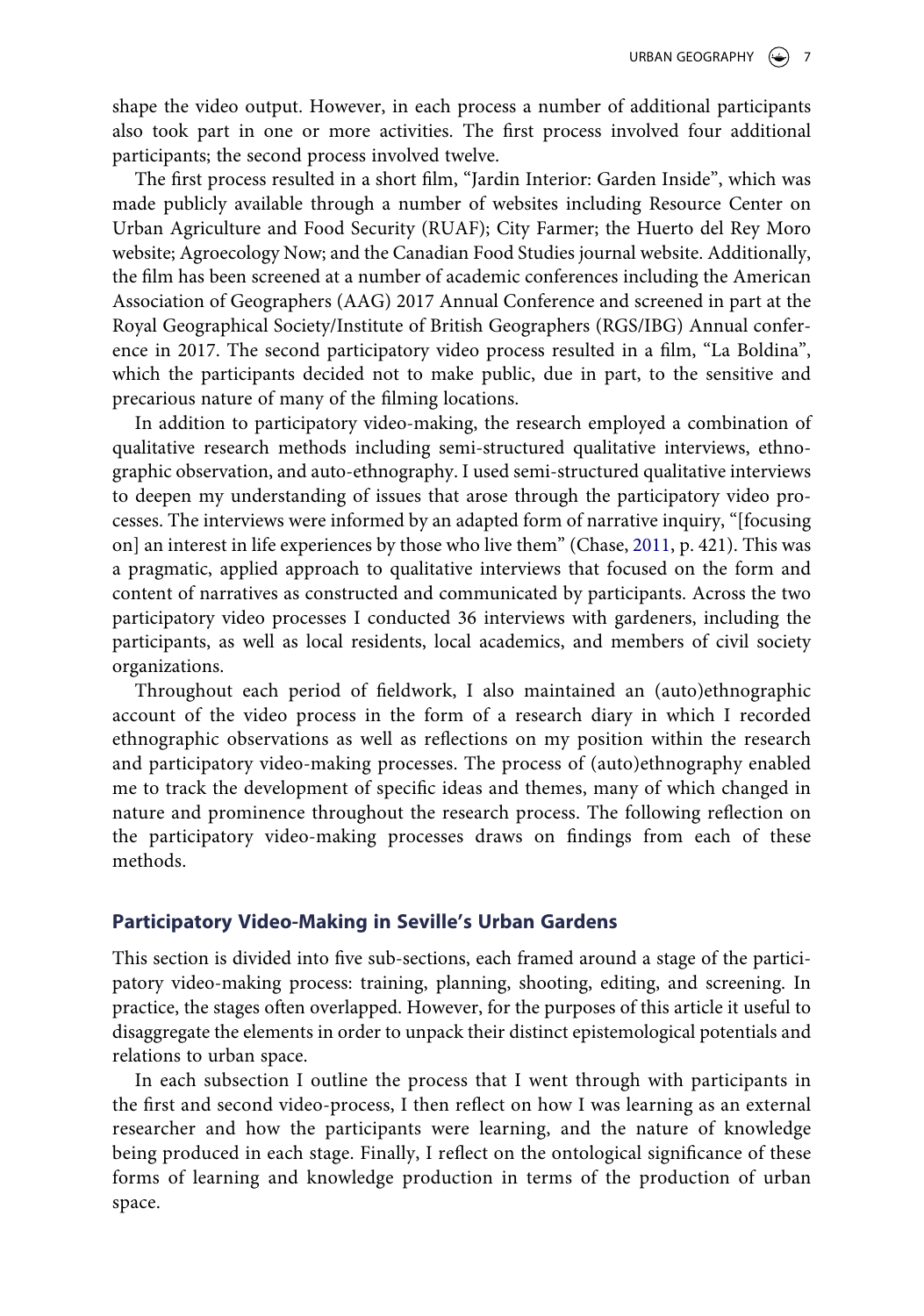shape the video output. However, in each process a number of additional participants also took part in one or more activities. The first process involved four additional participants; the second process involved twelve.

The first process resulted in a short film, "Jardin Interior: Garden Inside", which was made publicly available through a number of websites including Resource Center on Urban Agriculture and Food Security (RUAF); City Farmer; the Huerto del Rey Moro website; Agroecology Now; and the Canadian Food Studies journal website. Additionally, the film has been screened at a number of academic conferences including the American Association of Geographers (AAG) 2017 Annual Conference and screened in part at the Royal Geographical Society/Institute of British Geographers (RGS/IBG) Annual conference in 2017. The second participatory video process resulted in a film, "La Boldina", which the participants decided not to make public, due in part, to the sensitive and precarious nature of many of the filming locations.

In addition to participatory video-making, the research employed a combination of qualitative research methods including semi-structured qualitative interviews, ethnographic observation, and auto-ethnography. I used semi-structured qualitative interviews to deepen my understanding of issues that arose through the participatory video processes. The interviews were informed by an adapted form of narrative inquiry, "[focusing on] an interest in life experiences by those who live them" (Chase, 2011, p. 421). This was a pragmatic, applied approach to qualitative interviews that focused on the form and content of narratives as constructed and communicated by participants. Across the two participatory video processes I conducted 36 interviews with gardeners, including the participants, as well as local residents, local academics, and members of civil society organizations.

Throughout each period of fieldwork, I also maintained an (auto)ethnographic account of the video process in the form of a research diary in which I recorded ethnographic observations as well as reflections on my position within the research and participatory video-making processes. The process of (auto)ethnography enabled me to track the development of specific ideas and themes, many of which changed in nature and prominence throughout the research process. The following reflection on the participatory video-making processes draws on findings from each of these methods.

## Participatory Video-Making in Seville's Urban Gardens

This section is divided into five sub-sections, each framed around a stage of the participatory video-making process: training, planning, shooting, editing, and screening. In practice, the stages often overlapped. However, for the purposes of this article it useful to disaggregate the elements in order to unpack their distinct epistemological potentials and relations to urban space.

In each subsection I outline the process that I went through with participants in the first and second video-process, I then reflect on how I was learning as an external researcher and how the participants were learning, and the nature of knowledge being produced in each stage. Finally, I reflect on the ontological significance of these forms of learning and knowledge production in terms of the production of urban space.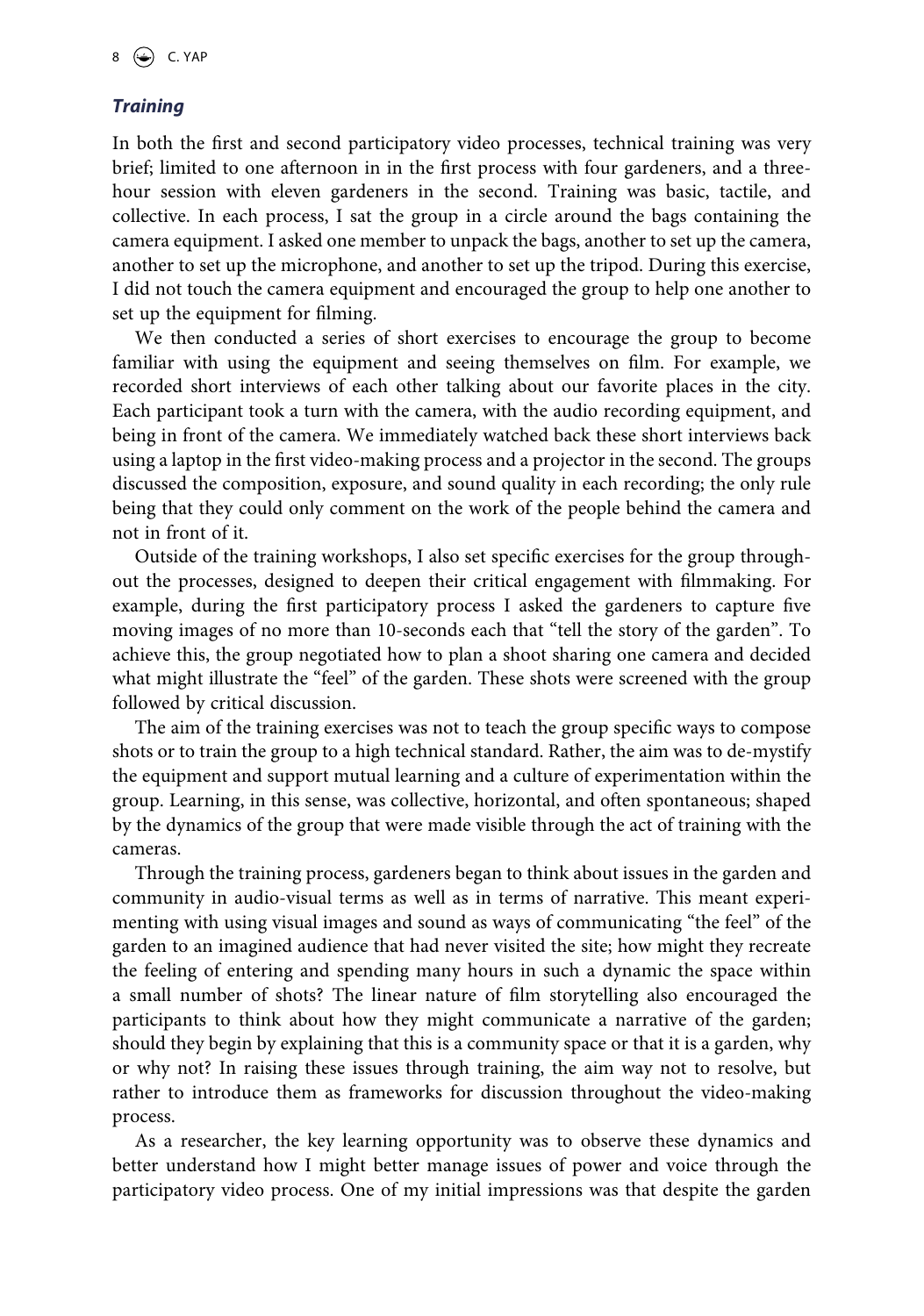### *Training*

In both the first and second participatory video processes, technical training was very brief; limited to one afternoon in in the first process with four gardeners, and a three-hour session with eleven gardeners in the second. Training was basic, tactile, and collective. In each process, I sat the group in a circle around the bags containing the camera equipment. I asked one member to unpack the bags, another to set up the camera, another to set up the microphone, and another to set up the tripod. During this exercise, I did not touch the camera equipment and encouraged the group to help one another to set up the equipment for filming.

We then conducted a series of short exercises to encourage the group to become familiar with using the equipment and seeing themselves on film. For example, we recorded short interviews of each other talking about our favorite places in the city. Each participant took a turn with the camera, with the audio recording equipment, and being in front of the camera. We immediately watched back these short interviews back using a laptop in the first video-making process and a projector in the second. The groups discussed the composition, exposure, and sound quality in each recording; the only rule being that they could only comment on the work of the people behind the camera and not in front of it.

Outside of the training workshops, I also set specific exercises for the group throughout the processes, designed to deepen their critical engagement with filmmaking. For example, during the first participatory process I asked the gardeners to capture five moving images of no more than 10-seconds each that "tell the story of the garden". To achieve this, the group negotiated how to plan a shoot sharing one camera and decided what might illustrate the "feel" of the garden. These shots were screened with the group followed by critical discussion.

The aim of the training exercises was not to teach the group specific ways to compose shots or to train the group to a high technical standard. Rather, the aim was to de-mystify the equipment and support mutual learning and a culture of experimentation within the group. Learning, in this sense, was collective, horizontal, and often spontaneous; shaped by the dynamics of the group that were made visible through the act of training with the cameras.

Through the training process, gardeners began to think about issues in the garden and community in audio-visual terms as well as in terms of narrative. This meant experimenting with using visual images and sound as ways of communicating "the feel" of the garden to an imagined audience that had never visited the site; how might they recreate the feeling of entering and spending many hours in such a dynamic the space within a small number of shots? The linear nature of film storytelling also encouraged the participants to think about how they might communicate a narrative of the garden; should they begin by explaining that this is a community space or that it is a garden, why or why not? In raising these issues through training, the aim way not to resolve, but rather to introduce them as frameworks for discussion throughout the video-making process.

As a researcher, the key learning opportunity was to observe these dynamics and better understand how I might better manage issues of power and voice through the participatory video process. One of my initial impressions was that despite the garden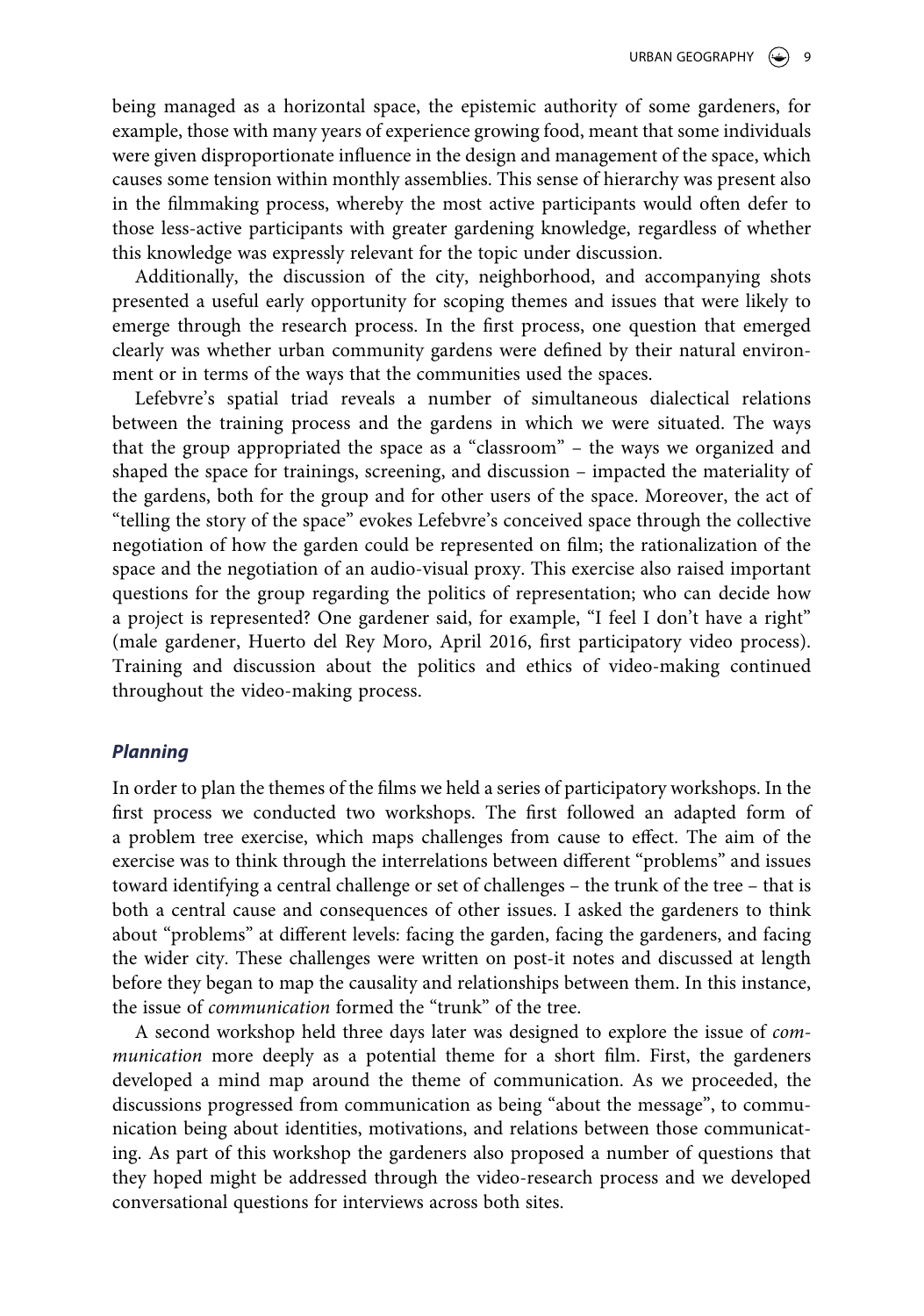being managed as a horizontal space, the epistemic authority of some gardeners, for example, those with many years of experience growing food, meant that some individuals were given disproportionate influence in the design and management of the space, which causes some tension within monthly assemblies. This sense of hierarchy was present also in the filmmaking process, whereby the most active participants would often defer to those less-active participants with greater gardening knowledge, regardless of whether this knowledge was expressly relevant for the topic under discussion.

Additionally, the discussion of the city, neighborhood, and accompanying shots presented a useful early opportunity for scoping themes and issues that were likely to emerge through the research process. In the first process, one question that emerged clearly was whether urban community gardens were defined by their natural environment or in terms of the ways that the communities used the spaces.

Lefebvre's spatial triad reveals a number of simultaneous dialectical relations between the training process and the gardens in which we were situated. The ways that the group appropriated the space as a "classroom" – the ways we organized and shaped the space for trainings, screening, and discussion – impacted the materiality of the gardens, both for the group and for other users of the space. Moreover, the act of "telling the story of the space" evokes Lefebvre's conceived space through the collective negotiation of how the garden could be represented on film; the rationalization of the space and the negotiation of an audio-visual proxy. This exercise also raised important questions for the group regarding the politics of representation; who can decide how a project is represented? One gardener said, for example, "I feel I don't have a right" (male gardener, Huerto del Rey Moro, April 2016, first participatory video process). Training and discussion about the politics and ethics of video-making continued throughout the video-making process.

### *Planning*

In order to plan the themes of the films we held a series of participatory workshops. In the first process we conducted two workshops. The first followed an adapted form of a problem tree exercise, which maps challenges from cause to effect. The aim of the exercise was to think through the interrelations between different "problems" and issues toward identifying a central challenge or set of challenges – the trunk of the tree – that is both a central cause and consequences of other issues. I asked the gardeners to think about "problems" at different levels: facing the garden, facing the gardeners, and facing the wider city. These challenges were written on post-it notes and discussed at length before they began to map the causality and relationships between them. In this instance, the issue of *communication* formed the "trunk" of the tree.

A second workshop held three days later was designed to explore the issue of *communication* more deeply as a potential theme for a short film. First, the gardeners developed a mind map around the theme of communication. As we proceeded, the discussions progressed from communication as being "about the message", to communication being about identities, motivations, and relations between those communicating. As part of this workshop the gardeners also proposed a number of questions that they hoped might be addressed through the video-research process and we developed conversational questions for interviews across both sites.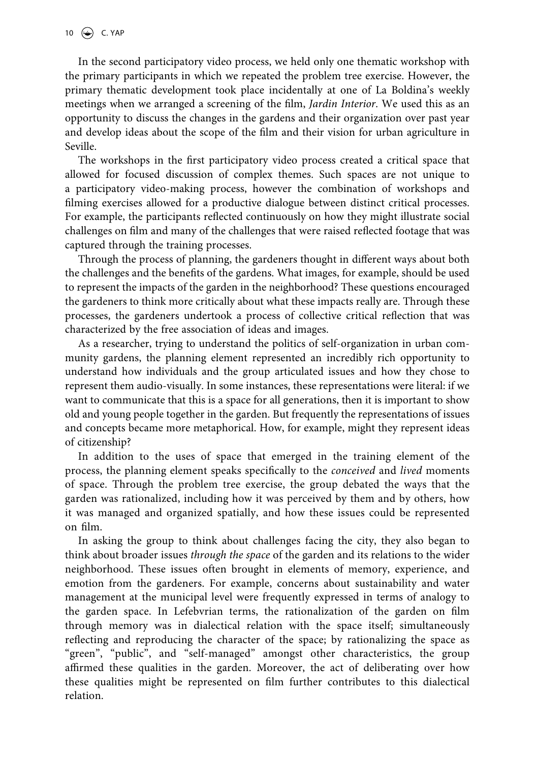In the second participatory video process, we held only one thematic workshop with the primary participants in which we repeated the problem tree exercise. However, the primary thematic development took place incidentally at one of La Boldina's weekly meetings when we arranged a screening of the film, *Jardin Interior*. We used this as an opportunity to discuss the changes in the gardens and their organization over past year and develop ideas about the scope of the film and their vision for urban agriculture in Seville.

The workshops in the first participatory video process created a critical space that allowed for focused discussion of complex themes. Such spaces are not unique to a participatory video-making process, however the combination of workshops and filming exercises allowed for a productive dialogue between distinct critical processes. For example, the participants reflected continuously on how they might illustrate social challenges on film and many of the challenges that were raised reflected footage that was captured through the training processes.

Through the process of planning, the gardeners thought in different ways about both the challenges and the benefits of the gardens. What images, for example, should be used to represent the impacts of the garden in the neighborhood? These questions encouraged the gardeners to think more critically about what these impacts really are. Through these processes, the gardeners undertook a process of collective critical reflection that was characterized by the free association of ideas and images.

As a researcher, trying to understand the politics of self-organization in urban community gardens, the planning element represented an incredibly rich opportunity to understand how individuals and the group articulated issues and how they chose to represent them audio-visually. In some instances, these representations were literal: if we want to communicate that this is a space for all generations, then it is important to show old and young people together in the garden. But frequently the representations of issues and concepts became more metaphorical. How, for example, might they represent ideas of citizenship?

In addition to the uses of space that emerged in the training element of the process, the planning element speaks specifically to the *conceived* and *lived* moments of space. Through the problem tree exercise, the group debated the ways that the garden was rationalized, including how it was perceived by them and by others, how it was managed and organized spatially, and how these issues could be represented on film.

In asking the group to think about challenges facing the city, they also began to think about broader issues *through the space* of the garden and its relations to the wider neighborhood. These issues often brought in elements of memory, experience, and emotion from the gardeners. For example, concerns about sustainability and water management at the municipal level were frequently expressed in terms of analogy to the garden space. In Lefebvrian terms, the rationalization of the garden on film through memory was in dialectical relation with the space itself; simultaneously reflecting and reproducing the character of the space; by rationalizing the space as "green", "public", and "self-managed" amongst other characteristics, the group affirmed these qualities in the garden. Moreover, the act of deliberating over how these qualities might be represented on film further contributes to this dialectical relation.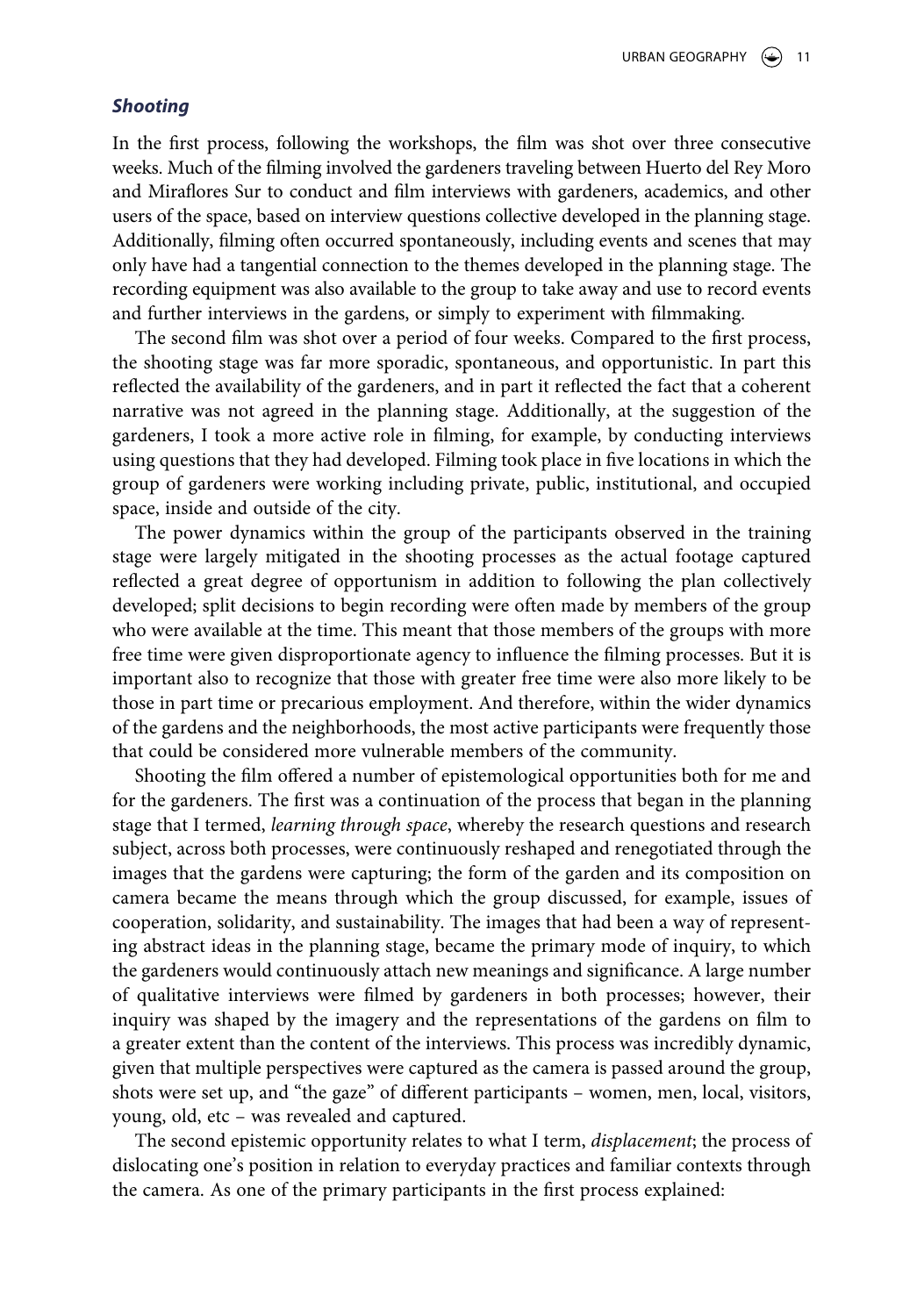### *Shooting*

In the first process, following the workshops, the film was shot over three consecutive weeks. Much of the filming involved the gardeners traveling between Huerto del Rey Moro and Miraflores Sur to conduct and film interviews with gardeners, academics, and other users of the space, based on interview questions collective developed in the planning stage. Additionally, filming often occurred spontaneously, including events and scenes that may only have had a tangential connection to the themes developed in the planning stage. The recording equipment was also available to the group to take away and use to record events and further interviews in the gardens, or simply to experiment with filmmaking.

The second film was shot over a period of four weeks. Compared to the first process, the shooting stage was far more sporadic, spontaneous, and opportunistic. In part this reflected the availability of the gardeners, and in part it reflected the fact that a coherent narrative was not agreed in the planning stage. Additionally, at the suggestion of the gardeners, I took a more active role in filming, for example, by conducting interviews using questions that they had developed. Filming took place in five locations in which the group of gardeners were working including private, public, institutional, and occupied space, inside and outside of the city.

The power dynamics within the group of the participants observed in the training stage were largely mitigated in the shooting processes as the actual footage captured reflected a great degree of opportunism in addition to following the plan collectively developed; split decisions to begin recording were often made by members of the group who were available at the time. This meant that those members of the groups with more free time were given disproportionate agency to influence the filming processes. But it is important also to recognize that those with greater free time were also more likely to be those in part time or precarious employment. And therefore, within the wider dynamics of the gardens and the neighborhoods, the most active participants were frequently those that could be considered more vulnerable members of the community.

Shooting the film offered a number of epistemological opportunities both for me and for the gardeners. The first was a continuation of the process that began in the planning stage that I termed, *learning through space*, whereby the research questions and research subject, across both processes, were continuously reshaped and renegotiated through the images that the gardens were capturing; the form of the garden and its composition on camera became the means through which the group discussed, for example, issues of cooperation, solidarity, and sustainability. The images that had been a way of representing abstract ideas in the planning stage, became the primary mode of inquiry, to which the gardeners would continuously attach new meanings and significance. A large number of qualitative interviews were filmed by gardeners in both processes; however, their inquiry was shaped by the imagery and the representations of the gardens on film to a greater extent than the content of the interviews. This process was incredibly dynamic, given that multiple perspectives were captured as the camera is passed around the group, shots were set up, and "the gaze" of different participants – women, men, local, visitors, young, old, etc – was revealed and captured.

The second epistemic opportunity relates to what I term, *displacement*; the process of dislocating one's position in relation to everyday practices and familiar contexts through the camera. As one of the primary participants in the first process explained: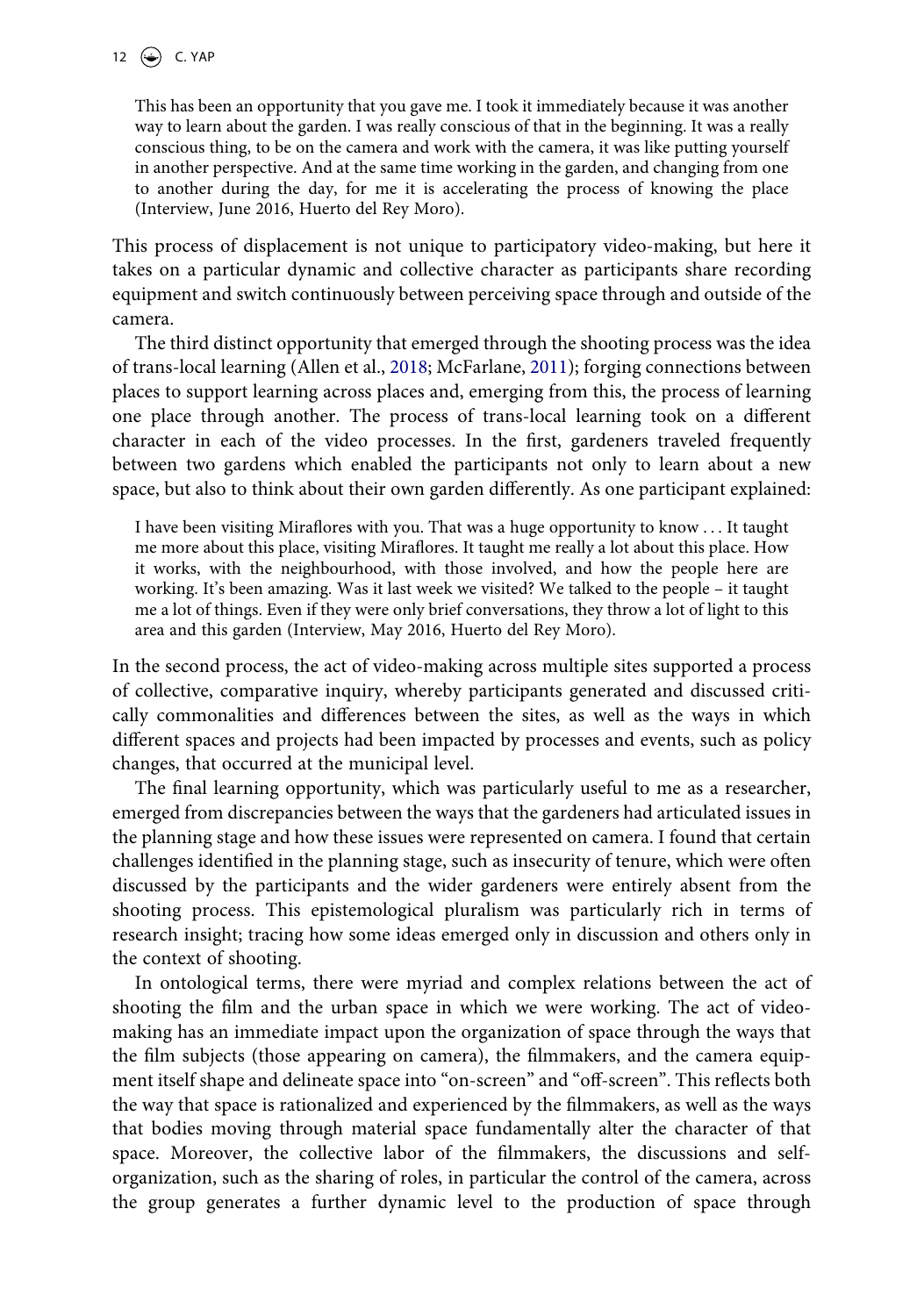> This has been an opportunity that you gave me. I took it immediately because it was another way to learn about the garden. I was really conscious of that in the beginning. It was a really conscious thing, to be on the camera and work with the camera, it was like putting yourself in another perspective. And at the same time working in the garden, and changing from one to another during the day, for me it is accelerating the process of knowing the place (Interview, June 2016, Huerto del Rey Moro).

This process of displacement is not unique to participatory video-making, but here it takes on a particular dynamic and collective character as participants share recording equipment and switch continuously between perceiving space through and outside of the camera.

The third distinct opportunity that emerged through the shooting process was the idea of trans-local learning (Allen et al., 2018; McFarlane, 2011); forging connections between places to support learning across places and, emerging from this, the process of learning one place through another. The process of trans-local learning took on a different character in each of the video processes. In the first, gardeners traveled frequently between two gardens which enabled the participants not only to learn about a new space, but also to think about their own garden differently. As one participant explained:

> I have been visiting Miraflores with you. That was a huge opportunity to know . . . It taught me more about this place, visiting Miraflores. It taught me really a lot about this place. How it works, with the neighbourhood, with those involved, and how the people here are working. It's been amazing. Was it last week we visited? We talked to the people – it taught me a lot of things. Even if they were only brief conversations, they throw a lot of light to this area and this garden (Interview, May 2016, Huerto del Rey Moro).

In the second process, the act of video-making across multiple sites supported a process of collective, comparative inquiry, whereby participants generated and discussed critically commonalities and differences between the sites, as well as the ways in which different spaces and projects had been impacted by processes and events, such as policy changes, that occurred at the municipal level.

The final learning opportunity, which was particularly useful to me as a researcher, emerged from discrepancies between the ways that the gardeners had articulated issues in the planning stage and how these issues were represented on camera. I found that certain challenges identified in the planning stage, such as insecurity of tenure, which were often discussed by the participants and the wider gardeners were entirely absent from the shooting process. This epistemological pluralism was particularly rich in terms of research insight; tracing how some ideas emerged only in discussion and others only in the context of shooting.

In ontological terms, there were myriad and complex relations between the act of shooting the film and the urban space in which we were working. The act of video-making has an immediate impact upon the organization of space through the ways that the film subjects (those appearing on camera), the filmmakers, and the camera equipment itself shape and delineate space into "on-screen" and "off-screen". This reflects both the way that space is rationalized and experienced by the filmmakers, as well as the ways that bodies moving through material space fundamentally alter the character of that space. Moreover, the collective labor of the filmmakers, the discussions and self-organization, such as the sharing of roles, in particular the control of the camera, across the group generates a further dynamic level to the production of space through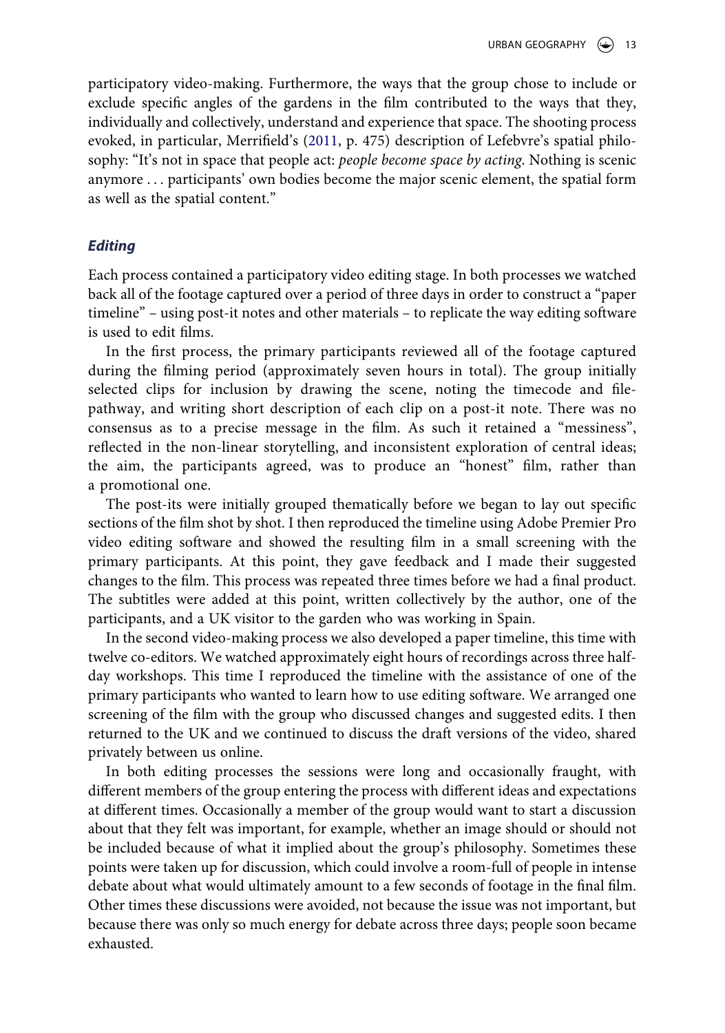participatory video-making. Furthermore, the ways that the group chose to include or exclude specific angles of the gardens in the film contributed to the ways that they, individually and collectively, understand and experience that space. The shooting process evoked, in particular, Merrifield's (2011, p. 475) description of Lefebvre's spatial philosophy: "It's not in space that people act: *people become space by acting*. Nothing is scenic anymore ... participants' own bodies become the major scenic element, the spatial form as well as the spatial content."

### *Editing*

Each process contained a participatory video editing stage. In both processes we watched back all of the footage captured over a period of three days in order to construct a "paper timeline" – using post-it notes and other materials – to replicate the way editing software is used to edit films.

In the first process, the primary participants reviewed all of the footage captured during the filming period (approximately seven hours in total). The group initially selected clips for inclusion by drawing the scene, noting the timecode and file-pathway, and writing short description of each clip on a post-it note. There was no consensus as to a precise message in the film. As such it retained a "messiness", reflected in the non-linear storytelling, and inconsistent exploration of central ideas; the aim, the participants agreed, was to produce an "honest" film, rather than a promotional one.

The post-its were initially grouped thematically before we began to lay out specific sections of the film shot by shot. I then reproduced the timeline using Adobe Premier Pro video editing software and showed the resulting film in a small screening with the primary participants. At this point, they gave feedback and I made their suggested changes to the film. This process was repeated three times before we had a final product. The subtitles were added at this point, written collectively by the author, one of the participants, and a UK visitor to the garden who was working in Spain.

In the second video-making process we also developed a paper timeline, this time with twelve co-editors. We watched approximately eight hours of recordings across three half-day workshops. This time I reproduced the timeline with the assistance of one of the primary participants who wanted to learn how to use editing software. We arranged one screening of the film with the group who discussed changes and suggested edits. I then returned to the UK and we continued to discuss the draft versions of the video, shared privately between us online.

In both editing processes the sessions were long and occasionally fraught, with different members of the group entering the process with different ideas and expectations at different times. Occasionally a member of the group would want to start a discussion about that they felt was important, for example, whether an image should or should not be included because of what it implied about the group's philosophy. Sometimes these points were taken up for discussion, which could involve a room-full of people in intense debate about what would ultimately amount to a few seconds of footage in the final film. Other times these discussions were avoided, not because the issue was not important, but because there was only so much energy for debate across three days; people soon became exhausted.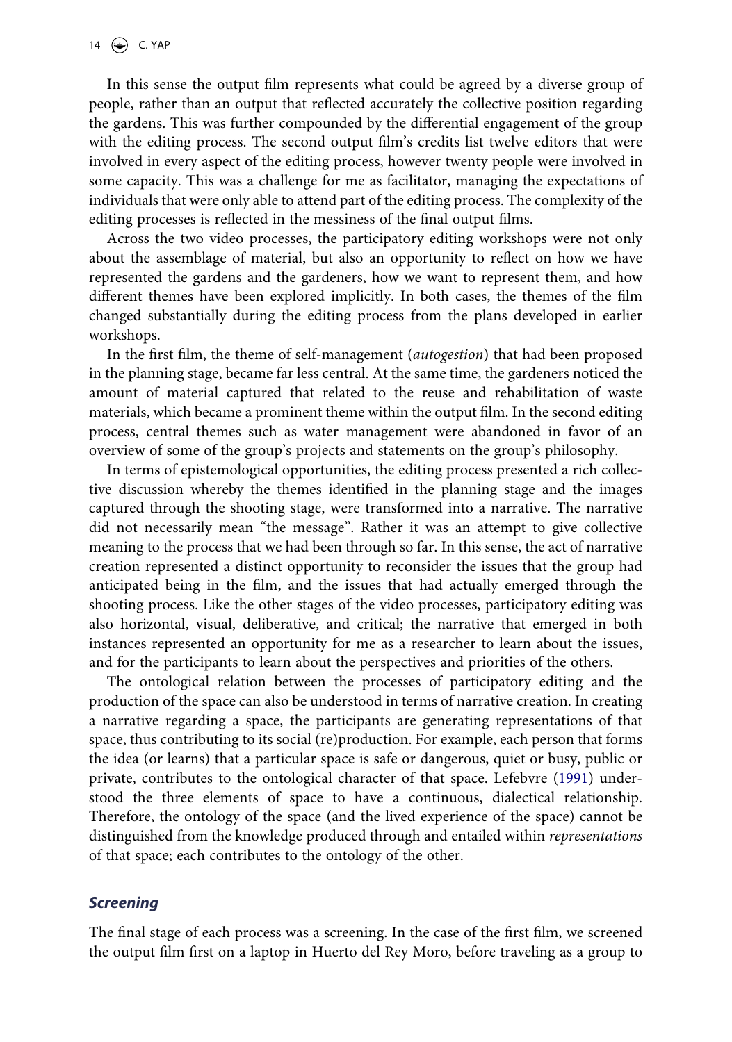In this sense the output film represents what could be agreed by a diverse group of people, rather than an output that reflected accurately the collective position regarding the gardens. This was further compounded by the differential engagement of the group with the editing process. The second output film's credits list twelve editors that were involved in every aspect of the editing process, however twenty people were involved in some capacity. This was a challenge for me as facilitator, managing the expectations of individuals that were only able to attend part of the editing process. The complexity of the editing processes is reflected in the messiness of the final output films.

Across the two video processes, the participatory editing workshops were not only about the assemblage of material, but also an opportunity to reflect on how we have represented the gardens and the gardeners, how we want to represent them, and how different themes have been explored implicitly. In both cases, the themes of the film changed substantially during the editing process from the plans developed in earlier workshops.

In the first film, the theme of self-management (*autogestion*) that had been proposed in the planning stage, became far less central. At the same time, the gardeners noticed the amount of material captured that related to the reuse and rehabilitation of waste materials, which became a prominent theme within the output film. In the second editing process, central themes such as water management were abandoned in favor of an overview of some of the group's projects and statements on the group's philosophy.

In terms of epistemological opportunities, the editing process presented a rich collective discussion whereby the themes identified in the planning stage and the images captured through the shooting stage, were transformed into a narrative. The narrative did not necessarily mean "the message". Rather it was an attempt to give collective meaning to the process that we had been through so far. In this sense, the act of narrative creation represented a distinct opportunity to reconsider the issues that the group had anticipated being in the film, and the issues that had actually emerged through the shooting process. Like the other stages of the video processes, participatory editing was also horizontal, visual, deliberative, and critical; the narrative that emerged in both instances represented an opportunity for me as a researcher to learn about the issues, and for the participants to learn about the perspectives and priorities of the others.

The ontological relation between the processes of participatory editing and the production of the space can also be understood in terms of narrative creation. In creating a narrative regarding a space, the participants are generating representations of that space, thus contributing to its social (re)production. For example, each person that forms the idea (or learns) that a particular space is safe or dangerous, quiet or busy, public or private, contributes to the ontological character of that space. Lefebvre (1991) understood the three elements of space to have a continuous, dialectical relationship. Therefore, the ontology of the space (and the lived experience of the space) cannot be distinguished from the knowledge produced through and entailed within *representations* of that space; each contributes to the ontology of the other.

### *Screening*

The final stage of each process was a screening. In the case of the first film, we screened the output film first on a laptop in Huerto del Rey Moro, before traveling as a group to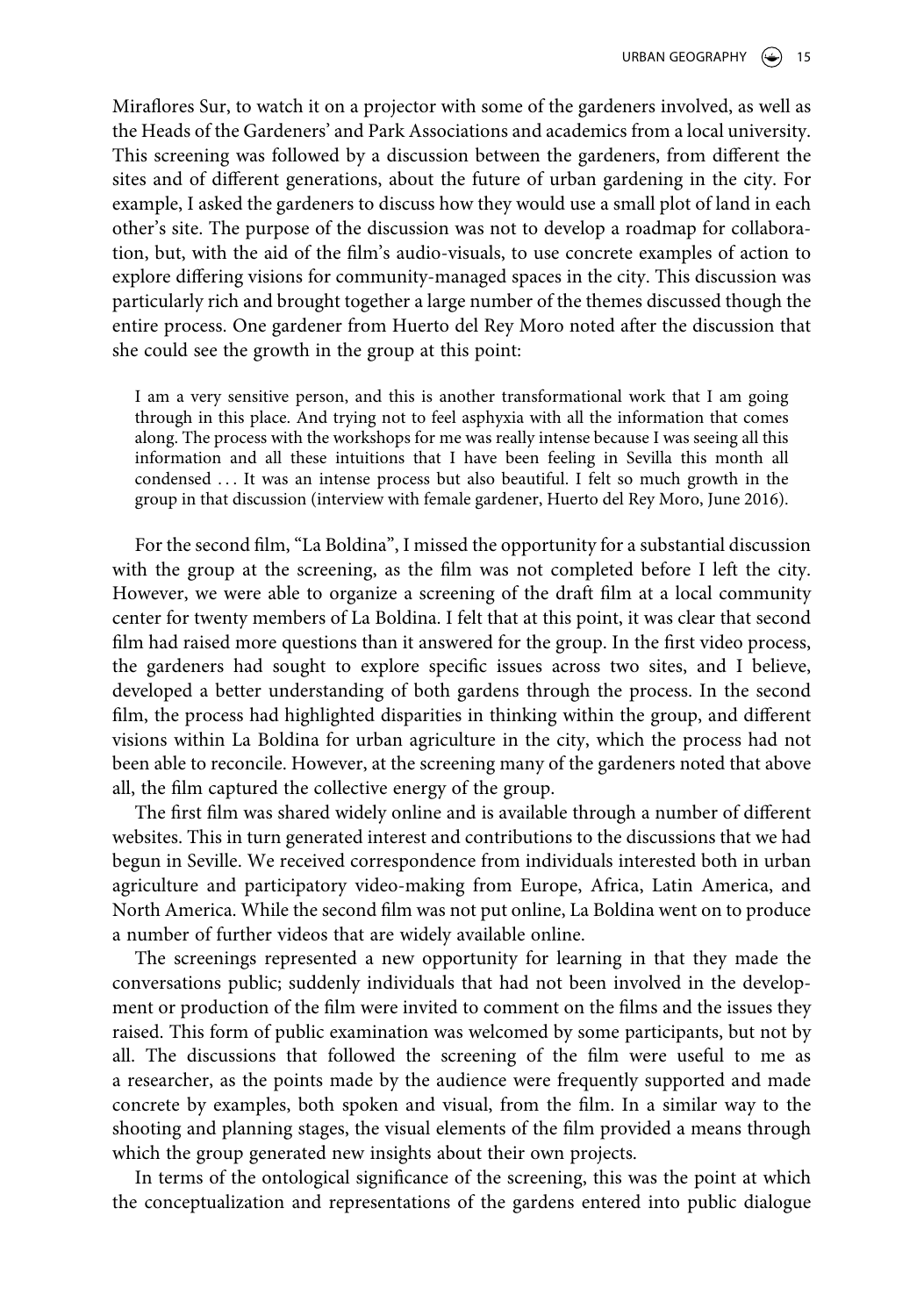Miraflores Sur, to watch it on a projector with some of the gardeners involved, as well as the Heads of the Gardeners' and Park Associations and academics from a local university. This screening was followed by a discussion between the gardeners, from different the sites and of different generations, about the future of urban gardening in the city. For example, I asked the gardeners to discuss how they would use a small plot of land in each other's site. The purpose of the discussion was not to develop a roadmap for collaboration, but, with the aid of the film's audio-visuals, to use concrete examples of action to explore differing visions for community-managed spaces in the city. This discussion was particularly rich and brought together a large number of the themes discussed though the entire process. One gardener from Huerto del Rey Moro noted after the discussion that she could see the growth in the group at this point:

> I am a very sensitive person, and this is another transformational work that I am going through in this place. And trying not to feel asphyxia with all the information that comes along. The process with the workshops for me was really intense because I was seeing all this information and all these intuitions that I have been feeling in Sevilla this month all condensed … It was an intense process but also beautiful. I felt so much growth in the group in that discussion (interview with female gardener, Huerto del Rey Moro, June 2016).

For the second film, "La Boldina", I missed the opportunity for a substantial discussion with the group at the screening, as the film was not completed before I left the city. However, we were able to organize a screening of the draft film at a local community center for twenty members of La Boldina. I felt that at this point, it was clear that second film had raised more questions than it answered for the group. In the first video process, the gardeners had sought to explore specific issues across two sites, and I believe, developed a better understanding of both gardens through the process. In the second film, the process had highlighted disparities in thinking within the group, and different visions within La Boldina for urban agriculture in the city, which the process had not been able to reconcile. However, at the screening many of the gardeners noted that above all, the film captured the collective energy of the group.

The first film was shared widely online and is available through a number of different websites. This in turn generated interest and contributions to the discussions that we had begun in Seville. We received correspondence from individuals interested both in urban agriculture and participatory video-making from Europe, Africa, Latin America, and North America. While the second film was not put online, La Boldina went on to produce a number of further videos that are widely available online.

The screenings represented a new opportunity for learning in that they made the conversations public; suddenly individuals that had not been involved in the development or production of the film were invited to comment on the films and the issues they raised. This form of public examination was welcomed by some participants, but not by all. The discussions that followed the screening of the film were useful to me as a researcher, as the points made by the audience were frequently supported and made concrete by examples, both spoken and visual, from the film. In a similar way to the shooting and planning stages, the visual elements of the film provided a means through which the group generated new insights about their own projects.

In terms of the ontological significance of the screening, this was the point at which the conceptualization and representations of the gardens entered into public dialogue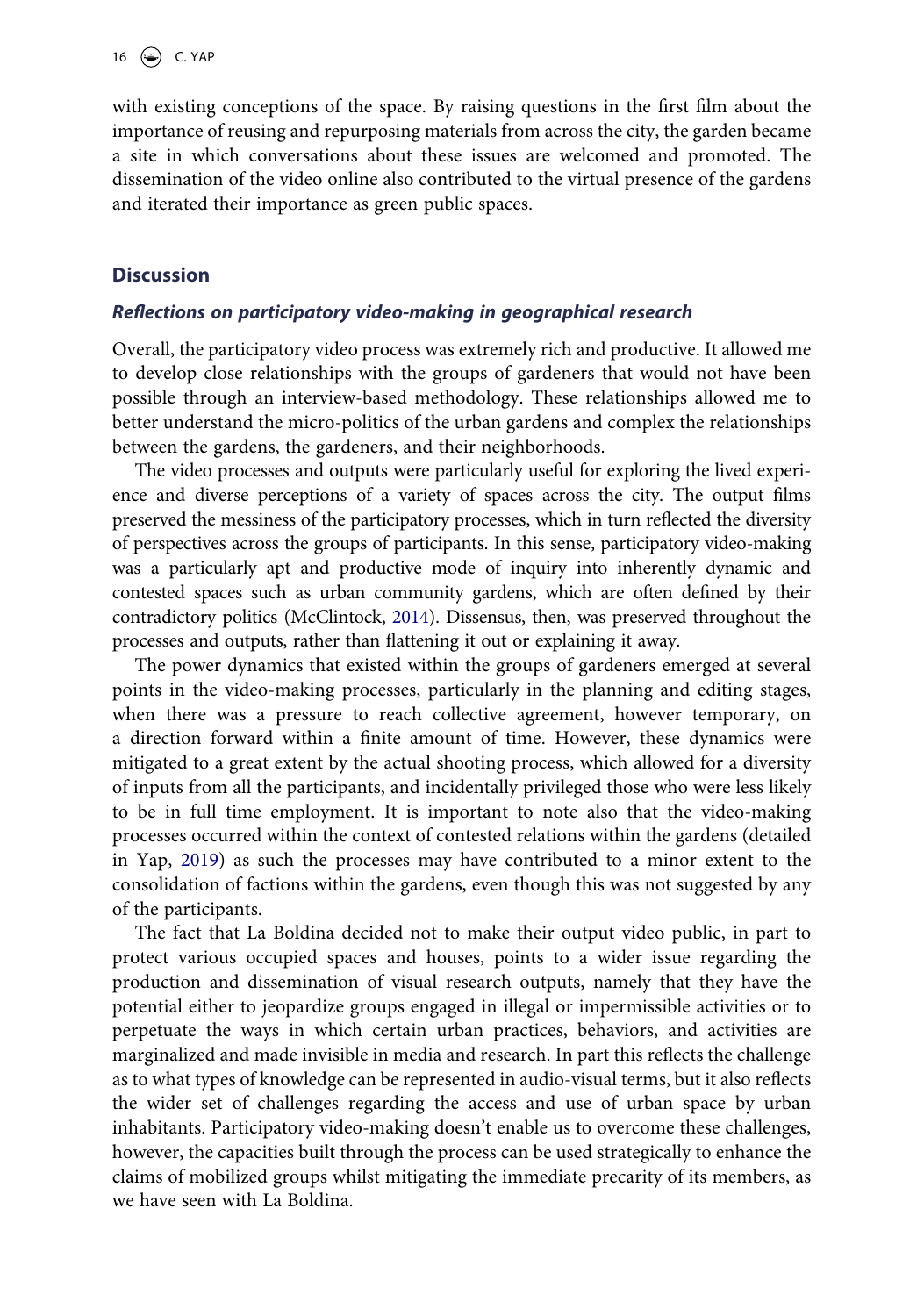with existing conceptions of the space. By raising questions in the first film about the importance of reusing and repurposing materials from across the city, the garden became a site in which conversations about these issues are welcomed and promoted. The dissemination of the video online also contributed to the virtual presence of the gardens and iterated their importance as green public spaces.

## Discussion

### *Reflections on participatory video-making in geographical research*

Overall, the participatory video process was extremely rich and productive. It allowed me to develop close relationships with the groups of gardeners that would not have been possible through an interview-based methodology. These relationships allowed me to better understand the micro-politics of the urban gardens and complex the relationships between the gardens, the gardeners, and their neighborhoods.

The video processes and outputs were particularly useful for exploring the lived experience and diverse perceptions of a variety of spaces across the city. The output films preserved the messiness of the participatory processes, which in turn reflected the diversity of perspectives across the groups of participants. In this sense, participatory video-making was a particularly apt and productive mode of inquiry into inherently dynamic and contested spaces such as urban community gardens, which are often defined by their contradictory politics (McClintock, 2014). Dissensus, then, was preserved throughout the processes and outputs, rather than flattening it out or explaining it away.

The power dynamics that existed within the groups of gardeners emerged at several points in the video-making processes, particularly in the planning and editing stages, when there was a pressure to reach collective agreement, however temporary, on a direction forward within a finite amount of time. However, these dynamics were mitigated to a great extent by the actual shooting process, which allowed for a diversity of inputs from all the participants, and incidentally privileged those who were less likely to be in full time employment. It is important to note also that the video-making processes occurred within the context of contested relations within the gardens (detailed in Yap, 2019) as such the processes may have contributed to a minor extent to the consolidation of factions within the gardens, even though this was not suggested by any of the participants.

The fact that La Boldina decided not to make their output video public, in part to protect various occupied spaces and houses, points to a wider issue regarding the production and dissemination of visual research outputs, namely that they have the potential either to jeopardize groups engaged in illegal or impermissible activities or to perpetuate the ways in which certain urban practices, behaviors, and activities are marginalized and made invisible in media and research. In part this reflects the challenge as to what types of knowledge can be represented in audio-visual terms, but it also reflects the wider set of challenges regarding the access and use of urban space by urban inhabitants. Participatory video-making doesn't enable us to overcome these challenges, however, the capacities built through the process can be used strategically to enhance the claims of mobilized groups whilst mitigating the immediate precarity of its members, as we have seen with La Boldina.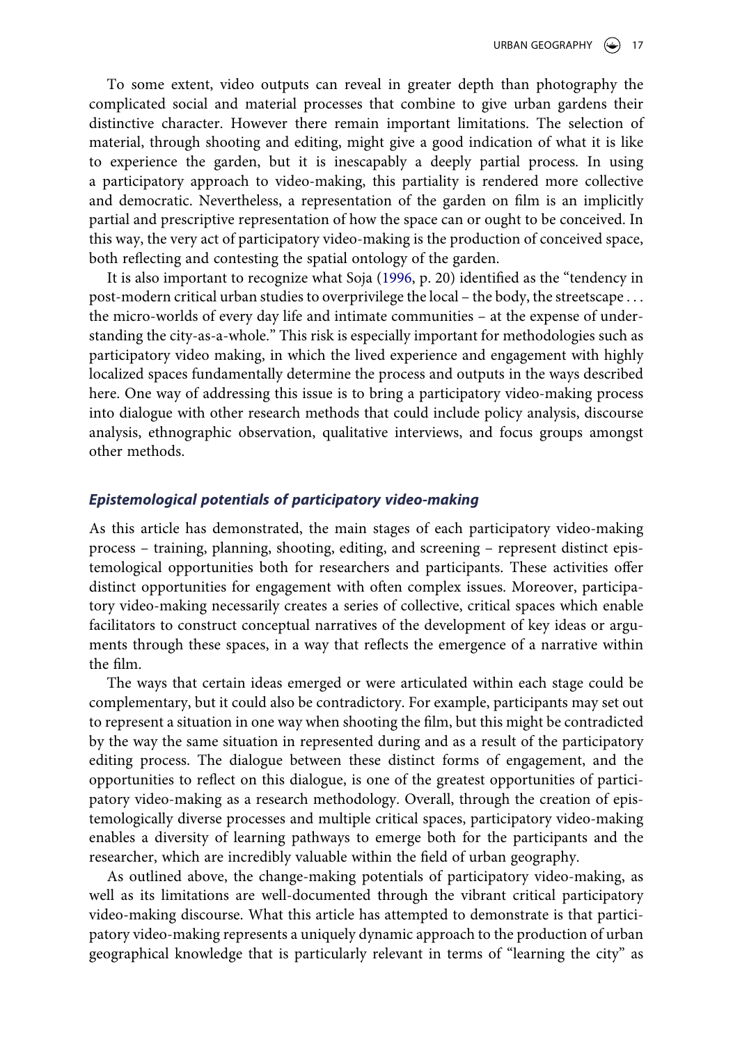To some extent, video outputs can reveal in greater depth than photography the complicated social and material processes that combine to give urban gardens their distinctive character. However there remain important limitations. The selection of material, through shooting and editing, might give a good indication of what it is like to experience the garden, but it is inescapably a deeply partial process. In using a participatory approach to video-making, this partiality is rendered more collective and democratic. Nevertheless, a representation of the garden on film is an implicitly partial and prescriptive representation of how the space can or ought to be conceived. In this way, the very act of participatory video-making is the production of conceived space, both reflecting and contesting the spatial ontology of the garden.

It is also important to recognize what Soja (1996, p. 20) identified as the "tendency in post-modern critical urban studies to overprivilege the local – the body, the streetscape . . . the micro-worlds of every day life and intimate communities – at the expense of understanding the city-as-a-whole." This risk is especially important for methodologies such as participatory video making, in which the lived experience and engagement with highly localized spaces fundamentally determine the process and outputs in the ways described here. One way of addressing this issue is to bring a participatory video-making process into dialogue with other research methods that could include policy analysis, discourse analysis, ethnographic observation, qualitative interviews, and focus groups amongst other methods.

### *Epistemological potentials of participatory video-making*

As this article has demonstrated, the main stages of each participatory video-making process – training, planning, shooting, editing, and screening – represent distinct epistemological opportunities both for researchers and participants. These activities offer distinct opportunities for engagement with often complex issues. Moreover, participatory video-making necessarily creates a series of collective, critical spaces which enable facilitators to construct conceptual narratives of the development of key ideas or arguments through these spaces, in a way that reflects the emergence of a narrative within the film.

The ways that certain ideas emerged or were articulated within each stage could be complementary, but it could also be contradictory. For example, participants may set out to represent a situation in one way when shooting the film, but this might be contradicted by the way the same situation in represented during and as a result of the participatory editing process. The dialogue between these distinct forms of engagement, and the opportunities to reflect on this dialogue, is one of the greatest opportunities of participatory video-making as a research methodology. Overall, through the creation of epistemologically diverse processes and multiple critical spaces, participatory video-making enables a diversity of learning pathways to emerge both for the participants and the researcher, which are incredibly valuable within the field of urban geography.

As outlined above, the change-making potentials of participatory video-making, as well as its limitations are well-documented through the vibrant critical participatory video-making discourse. What this article has attempted to demonstrate is that participatory video-making represents a uniquely dynamic approach to the production of urban geographical knowledge that is particularly relevant in terms of "learning the city" as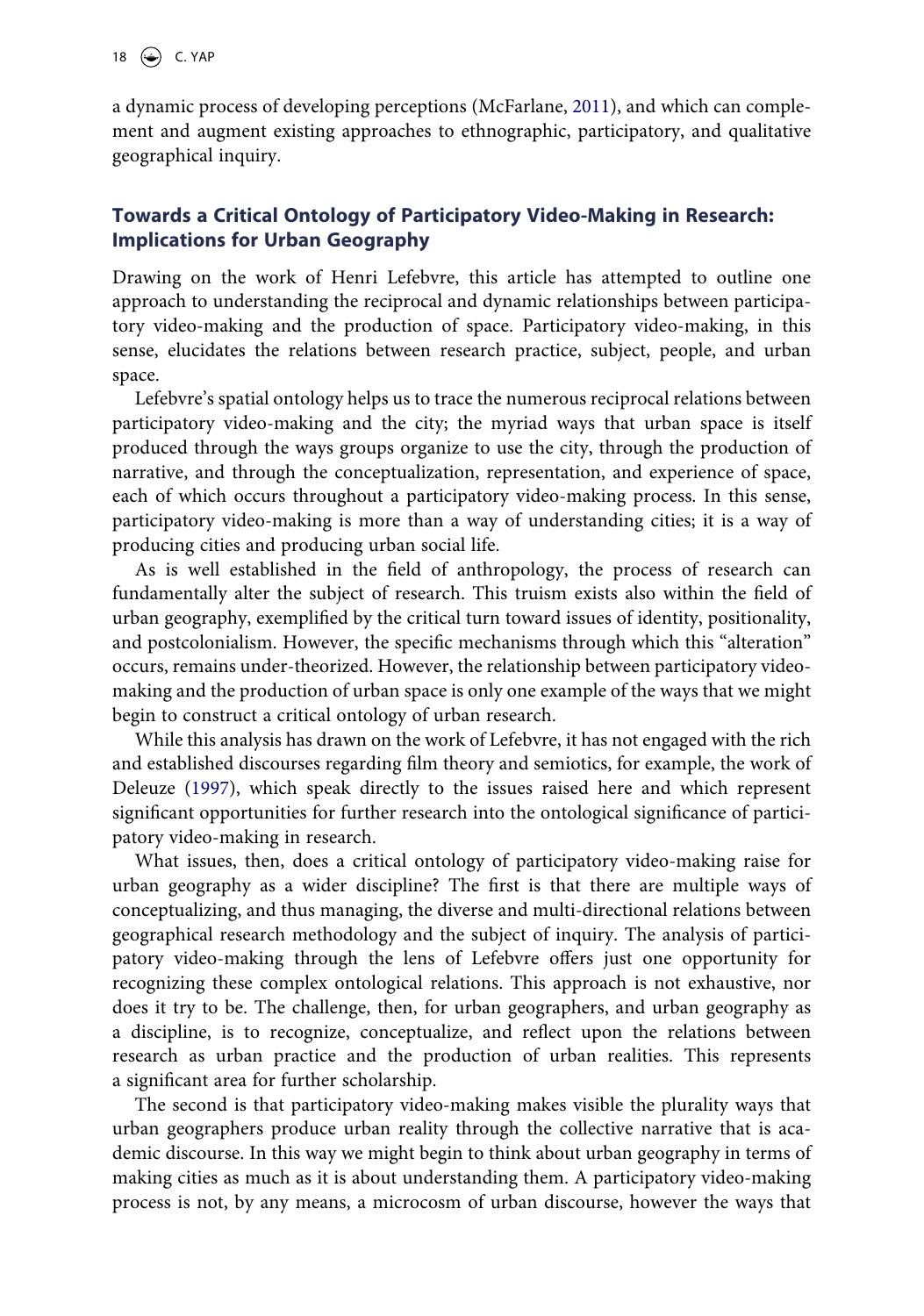a dynamic process of developing perceptions (McFarlane, 2011), and which can complement and augment existing approaches to ethnographic, participatory, and qualitative geographical inquiry.

## Towards a Critical Ontology of Participatory Video-Making in Research: Implications for Urban Geography

Drawing on the work of Henri Lefebvre, this article has attempted to outline one approach to understanding the reciprocal and dynamic relationships between participatory video-making and the production of space. Participatory video-making, in this sense, elucidates the relations between research practice, subject, people, and urban space.

Lefebvre's spatial ontology helps us to trace the numerous reciprocal relations between participatory video-making and the city; the myriad ways that urban space is itself produced through the ways groups organize to use the city, through the production of narrative, and through the conceptualization, representation, and experience of space, each of which occurs throughout a participatory video-making process. In this sense, participatory video-making is more than a way of understanding cities; it is a way of producing cities and producing urban social life.

As is well established in the field of anthropology, the process of research can fundamentally alter the subject of research. This truism exists also within the field of urban geography, exemplified by the critical turn toward issues of identity, positionality, and postcolonialism. However, the specific mechanisms through which this "alteration" occurs, remains under-theorized. However, the relationship between participatory video-making and the production of urban space is only one example of the ways that we might begin to construct a critical ontology of urban research.

While this analysis has drawn on the work of Lefebvre, it has not engaged with the rich and established discourses regarding film theory and semiotics, for example, the work of Deleuze (1997), which speak directly to the issues raised here and which represent significant opportunities for further research into the ontological significance of participatory video-making in research.

What issues, then, does a critical ontology of participatory video-making raise for urban geography as a wider discipline? The first is that there are multiple ways of conceptualizing, and thus managing, the diverse and multi-directional relations between geographical research methodology and the subject of inquiry. The analysis of participatory video-making through the lens of Lefebvre offers just one opportunity for recognizing these complex ontological relations. This approach is not exhaustive, nor does it try to be. The challenge, then, for urban geographers, and urban geography as a discipline, is to recognize, conceptualize, and reflect upon the relations between research as urban practice and the production of urban realities. This represents a significant area for further scholarship.

The second is that participatory video-making makes visible the plurality ways that urban geographers produce urban reality through the collective narrative that is academic discourse. In this way we might begin to think about urban geography in terms of making cities as much as it is about understanding them. A participatory video-making process is not, by any means, a microcosm of urban discourse, however the ways that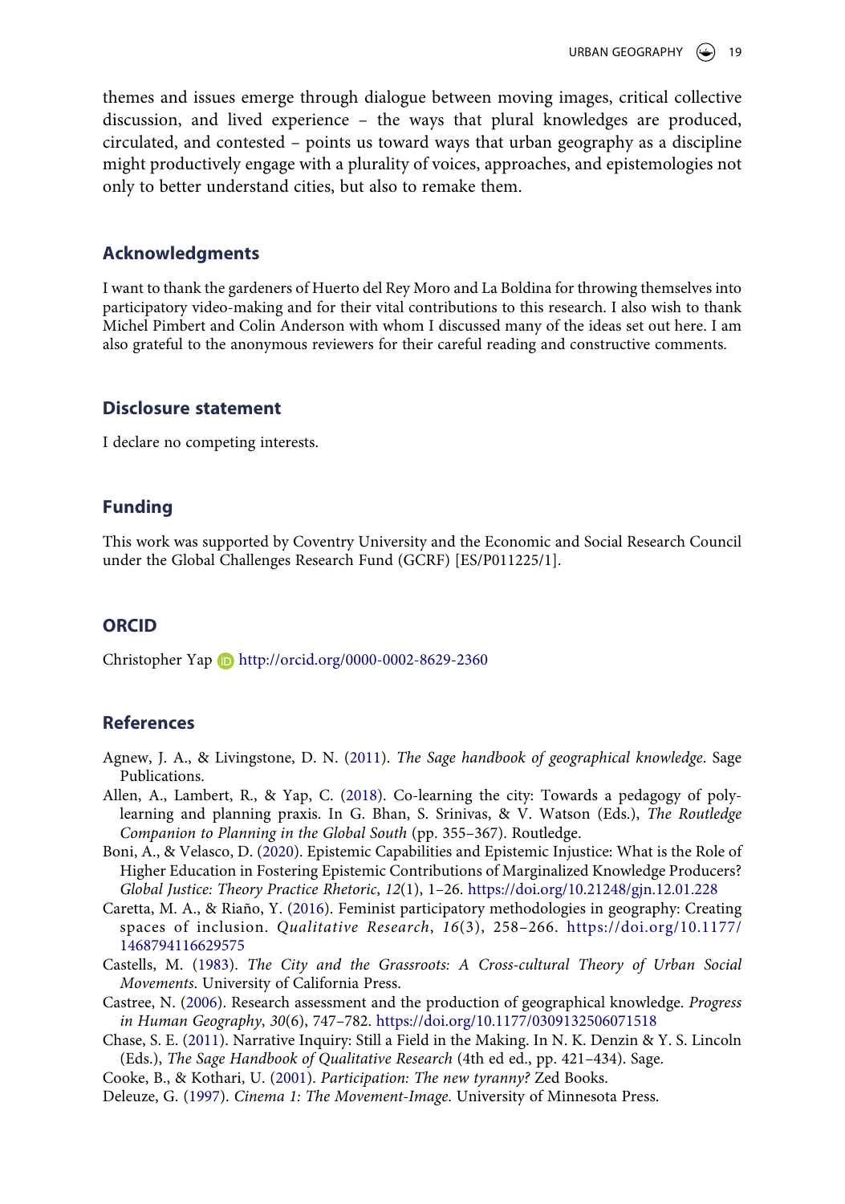themes and issues emerge through dialogue between moving images, critical collective discussion, and lived experience – the ways that plural knowledges are produced, circulated, and contested – points us toward ways that urban geography as a discipline might productively engage with a plurality of voices, approaches, and epistemologies not only to better understand cities, but also to remake them.

## Acknowledgments

I want to thank the gardeners of Huerto del Rey Moro and La Boldina for throwing themselves into participatory video-making and for their vital contributions to this research. I also wish to thank Michel Pimbert and Colin Anderson with whom I discussed many of the ideas set out here. I am also grateful to the anonymous reviewers for their careful reading and constructive comments.

## Disclosure statement

I declare no competing interests.

## Funding

This work was supported by Coventry University and the Economic and Social Research Council under the Global Challenges Research Fund (GCRF) [ES/P011225/1].

## ORCID

Christopher Yap http://orcid.org/0000-0002-8629-2360

## References

Agnew, J. A., & Livingstone, D. N. (2011). *The Sage handbook of geographical knowledge*. Sage Publications.

Allen, A., Lambert, R., & Yap, C. (2018). Co-learning the city: Towards a pedagogy of poly-learning and planning praxis. In G. Bhan, S. Srinivas, & V. Watson (Eds.), *The Routledge Companion to Planning in the Global South* (pp. 355–367). Routledge.

Boni, A., & Velasco, D. (2020). Epistemic Capabilities and Epistemic Injustice: What is the Role of Higher Education in Fostering Epistemic Contributions of Marginalized Knowledge Producers? *Global Justice: Theory Practice Rhetoric*, *12*(1), 1–26. https://doi.org/10.21248/gjn.12.01.228

Caretta, M. A., & Riaño, Y. (2016). Feminist participatory methodologies in geography: Creating spaces of inclusion. *Qualitative Research*, *16*(3), 258–266. https://doi.org/10.1177/1468794116629575

Castells, M. (1983). *The City and the Grassroots: A Cross-cultural Theory of Urban Social Movements*. University of California Press.

Castree, N. (2006). Research assessment and the production of geographical knowledge. *Progress in Human Geography*, *30*(6), 747–782. https://doi.org/10.1177/0309132506071518

Chase, S. E. (2011). Narrative Inquiry: Still a Field in the Making. In N. K. Denzin & Y. S. Lincoln (Eds.), *The Sage Handbook of Qualitative Research* (4th ed ed., pp. 421–434). Sage.

Cooke, B., & Kothari, U. (2001). *Participation: The new tyranny?* Zed Books.

Deleuze, G. (1997). *Cinema 1: The Movement-Image*. University of Minnesota Press.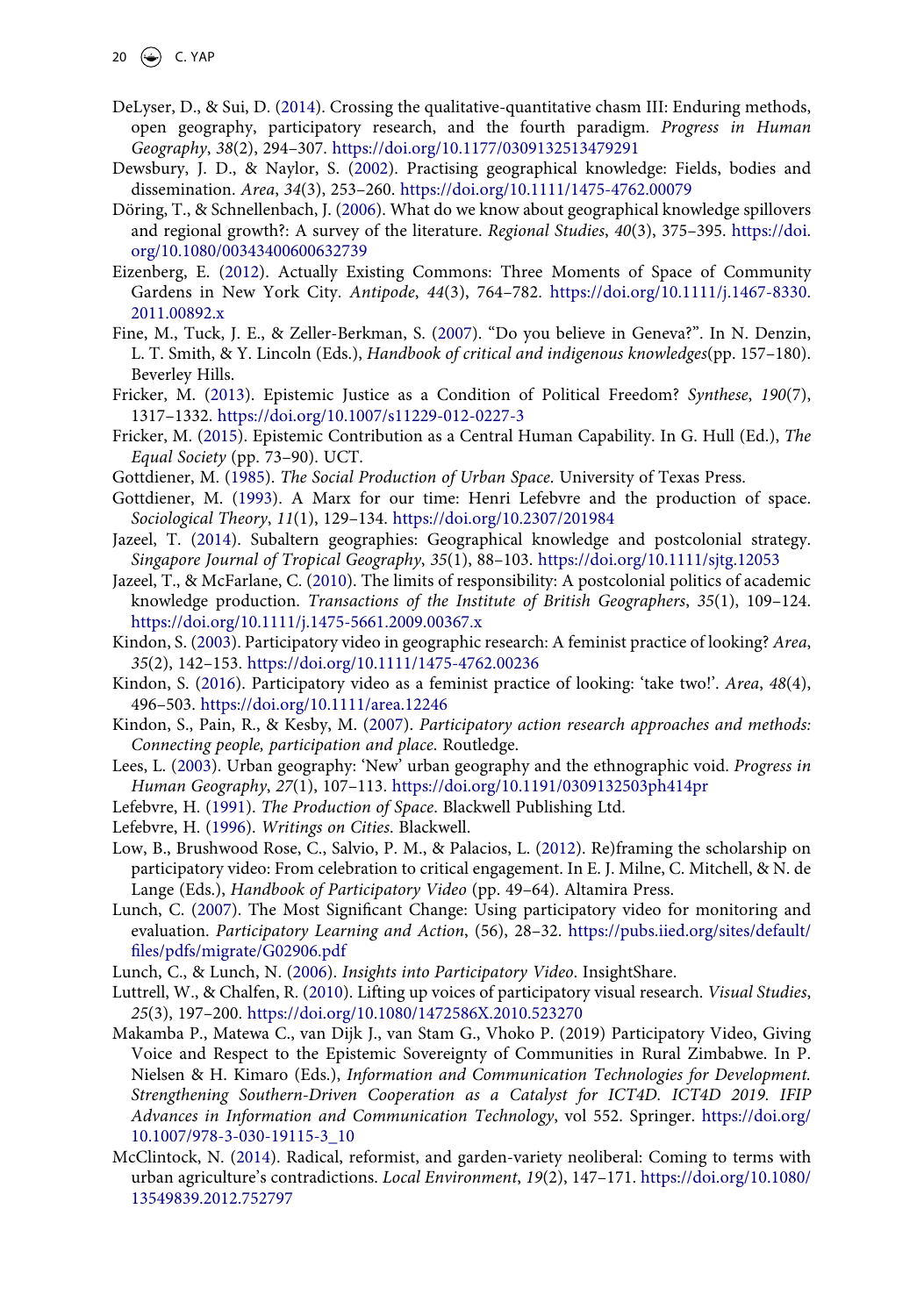DeLyser, D., & Sui, D. (2014). Crossing the qualitative-quantitative chasm III: Enduring methods, open geography, participatory research, and the fourth paradigm. *Progress in Human Geography*, *38*(2), 294–307. https://doi.org/10.1177/0309132513479291

Dewsbury, J. D., & Naylor, S. (2002). Practising geographical knowledge: Fields, bodies and dissemination. *Area*, *34*(3), 253–260. https://doi.org/10.1111/1475-4762.00079

Döring, T., & Schnellenbach, J. (2006). What do we know about geographical knowledge spillovers and regional growth?: A survey of the literature. *Regional Studies*, *40*(3), 375–395. https://doi.org/10.1080/00343400600632739

Eizenberg, E. (2012). Actually Existing Commons: Three Moments of Space of Community Gardens in New York City. *Antipode*, *44*(3), 764–782. https://doi.org/10.1111/j.1467-8330.2011.00892.x

Fine, M., Tuck, J. E., & Zeller-Berkman, S. (2007). "Do you believe in Geneva?". In N. Denzin, L. T. Smith, & Y. Lincoln (Eds.), *Handbook of critical and indigenous knowledges*(pp. 157–180). Beverley Hills.

Fricker, M. (2013). Epistemic Justice as a Condition of Political Freedom? *Synthese*, *190*(7), 1317–1332. https://doi.org/10.1007/s11229-012-0227-3

Fricker, M. (2015). Epistemic Contribution as a Central Human Capability. In G. Hull (Ed.), *The Equal Society* (pp. 73–90). UCT.

Gottdiener, M. (1985). *The Social Production of Urban Space*. University of Texas Press.

Gottdiener, M. (1993). A Marx for our time: Henri Lefebvre and the production of space. *Sociological Theory*, *11*(1), 129–134. https://doi.org/10.2307/201984

Jazeel, T. (2014). Subaltern geographies: Geographical knowledge and postcolonial strategy. *Singapore Journal of Tropical Geography*, *35*(1), 88–103. https://doi.org/10.1111/sjtg.12053

Jazeel, T., & McFarlane, C. (2010). The limits of responsibility: A postcolonial politics of academic knowledge production. *Transactions of the Institute of British Geographers*, *35*(1), 109–124. https://doi.org/10.1111/j.1475-5661.2009.00367.x

Kindon, S. (2003). Participatory video in geographic research: A feminist practice of looking? *Area*, *35*(2), 142–153. https://doi.org/10.1111/1475-4762.00236

Kindon, S. (2016). Participatory video as a feminist practice of looking: 'take two!'. *Area*, *48*(4), 496–503. https://doi.org/10.1111/area.12246

Kindon, S., Pain, R., & Kesby, M. (2007). *Participatory action research approaches and methods: Connecting people, participation and place*. Routledge.

Lees, L. (2003). Urban geography: 'New' urban geography and the ethnographic void. *Progress in Human Geography*, *27*(1), 107–113. https://doi.org/10.1191/0309132503ph414pr

Lefebvre, H. (1991). *The Production of Space*. Blackwell Publishing Ltd.

Lefebvre, H. (1996). *Writings on Cities*. Blackwell.

Low, B., Brushwood Rose, C., Salvio, P. M., & Palacios, L. (2012). Re)framing the scholarship on participatory video: From celebration to critical engagement. In E. J. Milne, C. Mitchell, & N. de Lange (Eds.), *Handbook of Participatory Video* (pp. 49–64). Altamira Press.

Lunch, C. (2007). The Most Significant Change: Using participatory video for monitoring and evaluation. *Participatory Learning and Action*, (56), 28–32. https://pubs.iied.org/sites/default/files/pdfs/migrate/G02906.pdf

Lunch, C., & Lunch, N. (2006). *Insights into Participatory Video*. InsightShare.

Luttrell, W., & Chalfen, R. (2010). Lifting up voices of participatory visual research. *Visual Studies*, *25*(3), 197–200. https://doi.org/10.1080/1472586X.2010.523270

Makamba P., Matewa C., van Dijk J., van Stam G., Vhoko P. (2019) Participatory Video, Giving Voice and Respect to the Epistemic Sovereignty of Communities in Rural Zimbabwe. In P. Nielsen & H. Kimaro (Eds.), *Information and Communication Technologies for Development. Strengthening Southern-Driven Cooperation as a Catalyst for ICT4D. ICT4D 2019. IFIP Advances in Information and Communication Technology*, vol 552. Springer. https://doi.org/10.1007/978-3-030-19115-3_10

McClintock, N. (2014). Radical, reformist, and garden-variety neoliberal: Coming to terms with urban agriculture's contradictions. *Local Environment*, *19*(2), 147–171. https://doi.org/10.1080/13549839.2012.752797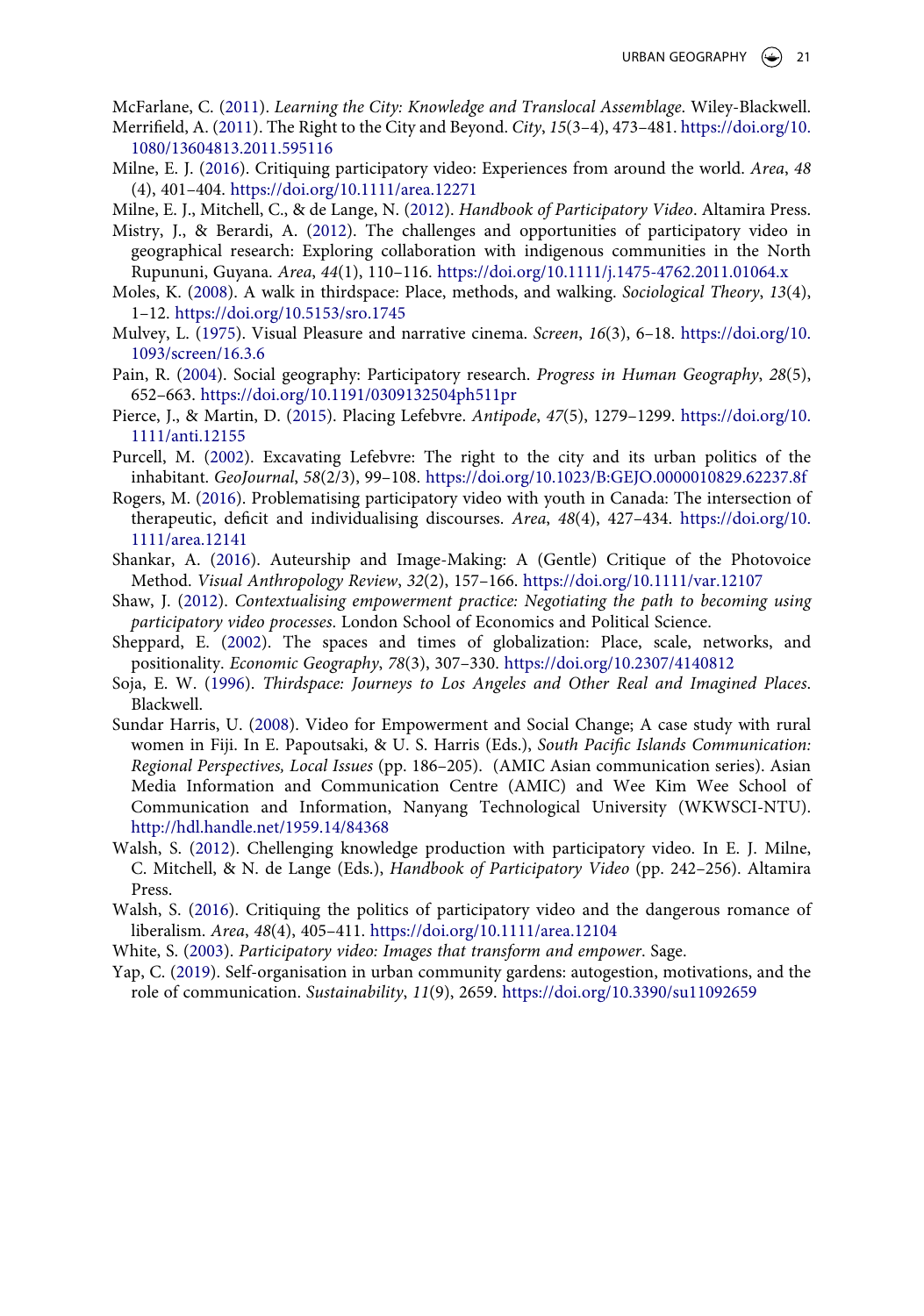McFarlane, C. (2011). *Learning the City: Knowledge and Translocal Assemblage*. Wiley-Blackwell.

Merrifield, A. (2011). The Right to the City and Beyond. *City*, *15*(3–4), 473–481. https://doi.org/10.1080/13604813.2011.595116

Milne, E. J. (2016). Critiquing participatory video: Experiences from around the world. *Area*, *48*(4), 401–404. https://doi.org/10.1111/area.12271

Milne, E. J., Mitchell, C., & de Lange, N. (2012). *Handbook of Participatory Video*. Altamira Press.

Mistry, J., & Berardi, A. (2012). The challenges and opportunities of participatory video in geographical research: Exploring collaboration with indigenous communities in the North Rupununi, Guyana. *Area*, *44*(1), 110–116. https://doi.org/10.1111/j.1475-4762.2011.01064.x

Moles, K. (2008). A walk in thirdspace: Place, methods, and walking. *Sociological Theory*, *13*(4), 1–12. https://doi.org/10.5153/sro.1745

Mulvey, L. (1975). Visual Pleasure and narrative cinema. *Screen*, *16*(3), 6–18. https://doi.org/10.1093/screen/16.3.6

Pain, R. (2004). Social geography: Participatory research. *Progress in Human Geography*, *28*(5), 652–663. https://doi.org/10.1191/0309132504ph511pr

Pierce, J., & Martin, D. (2015). Placing Lefebvre. *Antipode*, *47*(5), 1279–1299. https://doi.org/10.1111/anti.12155

Purcell, M. (2002). Excavating Lefebvre: The right to the city and its urban politics of the inhabitant. *GeoJournal*, *58*(2/3), 99–108. https://doi.org/10.1023/B:GEJO.0000010829.62237.8f

Rogers, M. (2016). Problematising participatory video with youth in Canada: The intersection of therapeutic, deficit and individualising discourses. *Area*, *48*(4), 427–434. https://doi.org/10.1111/area.12141

Shankar, A. (2016). Auteurship and Image-Making: A (Gentle) Critique of the Photovoice Method. *Visual Anthropology Review*, *32*(2), 157–166. https://doi.org/10.1111/var.12107

Shaw, J. (2012). *Contextualising empowerment practice: Negotiating the path to becoming using participatory video processes*. London School of Economics and Political Science.

Sheppard, E. (2002). The spaces and times of globalization: Place, scale, networks, and positionality. *Economic Geography*, *78*(3), 307–330. https://doi.org/10.2307/4140812

Soja, E. W. (1996). *Thirdspace: Journeys to Los Angeles and Other Real and Imagined Places*. Blackwell.

Sundar Harris, U. (2008). Video for Empowerment and Social Change; A case study with rural women in Fiji. In E. Papoutsaki, & U. S. Harris (Eds.), *South Pacific Islands Communication: Regional Perspectives, Local Issues* (pp. 186–205). (AMIC Asian communication series). Asian Media Information and Communication Centre (AMIC) and Wee Kim Wee School of Communication and Information, Nanyang Technological University (WKWSCI-NTU). http://hdl.handle.net/1959.14/84368

Walsh, S. (2012). Chellenging knowledge production with participatory video. In E. J. Milne, C. Mitchell, & N. de Lange (Eds.), *Handbook of Participatory Video* (pp. 242–256). Altamira Press.

Walsh, S. (2016). Critiquing the politics of participatory video and the dangerous romance of liberalism. *Area*, *48*(4), 405–411. https://doi.org/10.1111/area.12104

White, S. (2003). *Participatory video: Images that transform and empower*. Sage.

Yap, C. (2019). Self-organisation in urban community gardens: autogestion, motivations, and the role of communication. *Sustainability*, *11*(9), 2659. https://doi.org/10.3390/su11092659